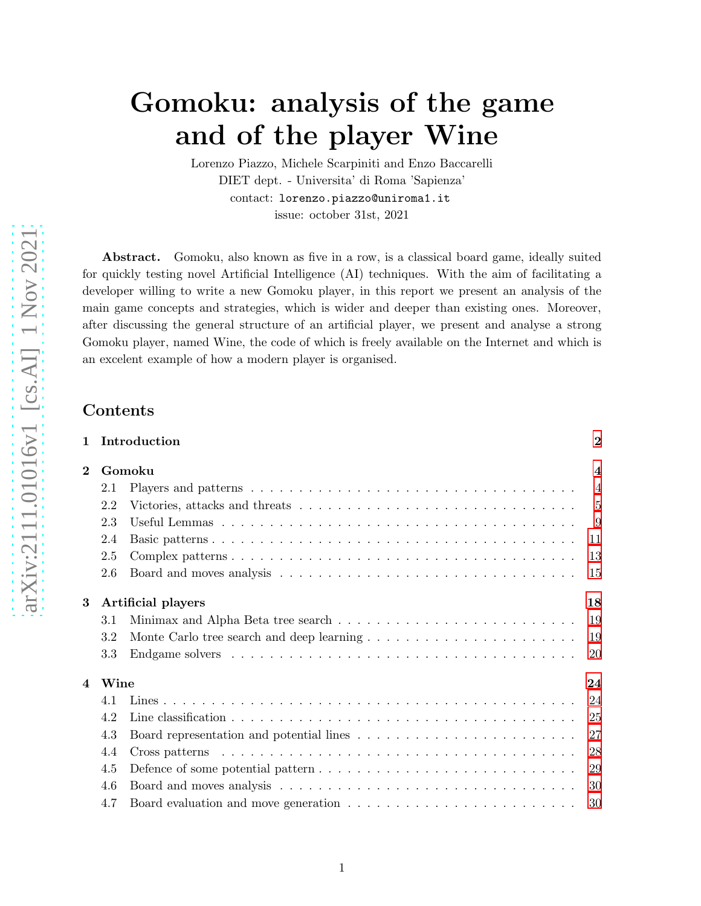# Gomoku: analysis of the game and of the player Wine

Lorenzo Piazzo, Michele Scarpiniti and Enzo Baccarelli
DIET dept. - Universita' di Roma 'Sapienza'
contact: `lorenzo.piazzo@uniroma1.it`
issue: october 31st, 2021

**Abstract.** Gomoku, also known as five in a row, is a classical board game, ideally suited for quickly testing novel Artificial Intelligence (AI) techniques. With the aim of facilitating a developer willing to write a new Gomoku player, in this report we present an analysis of the main game concepts and strategies, which is wider and deeper than existing ones. Moreover, after discussing the general structure of an artificial player, we present and analyse a strong Gomoku player, named Wine, the code of which is freely available on the Internet and which is an excelent example of how a modern player is organised.

## Contents

- **1 Introduction** — 2
- **2 Gomoku** — 4
  - 2.1 Players and patterns — 4
  - 2.2 Victories, attacks and threats — 5
  - 2.3 Useful Lemmas — 9
  - 2.4 Basic patterns — 11
  - 2.5 Complex patterns — 13
  - 2.6 Board and moves analysis — 15
- **3 Artificial players** — 18
  - 3.1 Minimax and Alpha Beta tree search — 19
  - 3.2 Monte Carlo tree search and deep learning — 19
  - 3.3 Endgame solvers — 20
- **4 Wine** — 24
  - 4.1 Lines — 24
  - 4.2 Line classification — 25
  - 4.3 Board representation and potential lines — 27
  - 4.4 Cross patterns — 28
  - 4.5 Defence of some potential pattern — 29
  - 4.6 Board and moves analysis — 30
  - 4.7 Board evaluation and move generation — 30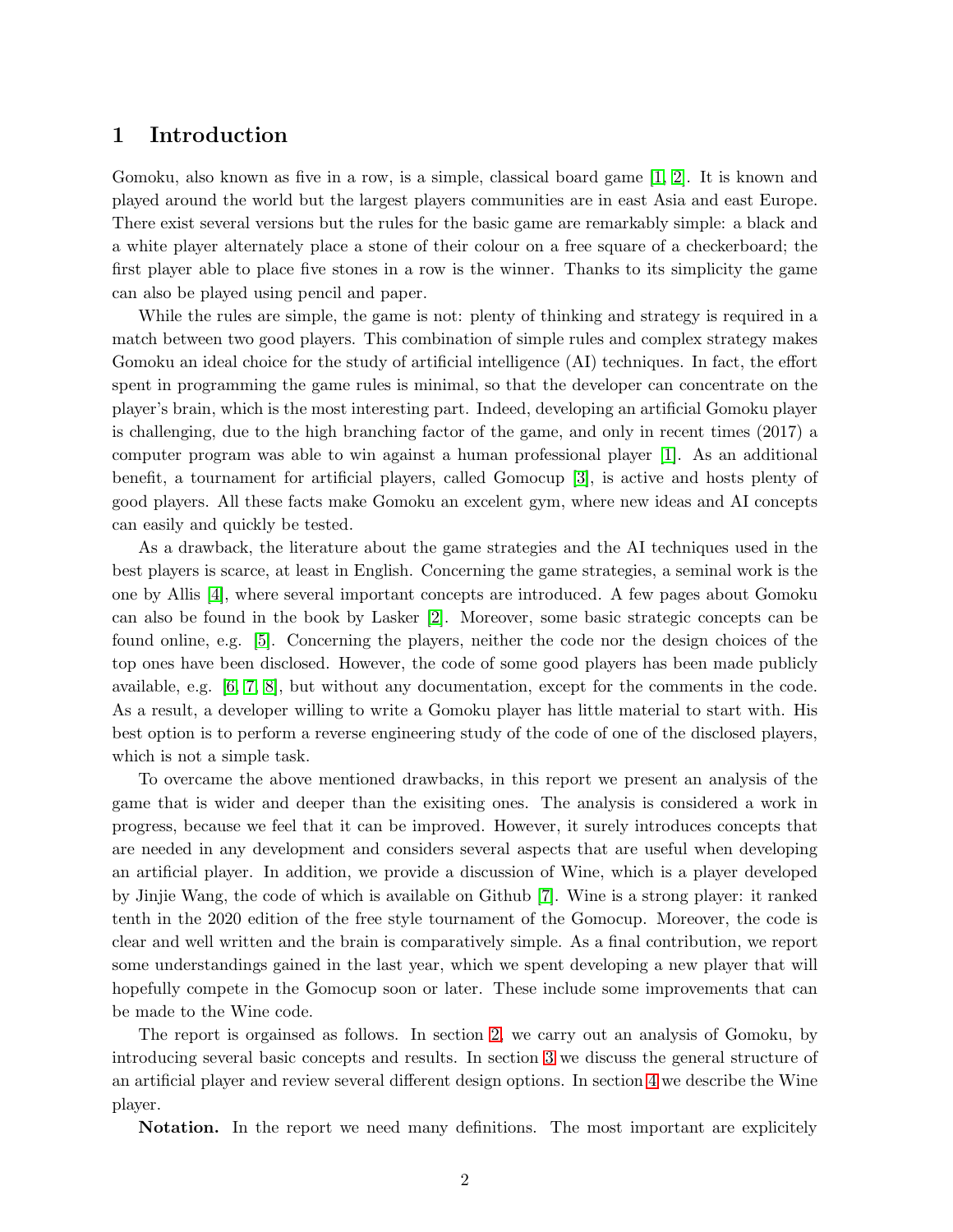## 1 Introduction

Gomoku, also known as five in a row, is a simple, classical board game [1, 2]. It is known and played around the world but the largest players communities are in east Asia and east Europe. There exist several versions but the rules for the basic game are remarkably simple: a black and a white player alternately place a stone of their colour on a free square of a checkerboard; the first player able to place five stones in a row is the winner. Thanks to its simplicity the game can also be played using pencil and paper.

While the rules are simple, the game is not: plenty of thinking and strategy is required in a match between two good players. This combination of simple rules and complex strategy makes Gomoku an ideal choice for the study of artificial intelligence (AI) techniques. In fact, the effort spent in programming the game rules is minimal, so that the developer can concentrate on the player's brain, which is the most interesting part. Indeed, developing an artificial Gomoku player is challenging, due to the high branching factor of the game, and only in recent times (2017) a computer program was able to win against a human professional player [1]. As an additional benefit, a tournament for artificial players, called Gomocup [3], is active and hosts plenty of good players. All these facts make Gomoku an excelent gym, where new ideas and AI concepts can easily and quickly be tested.

As a drawback, the literature about the game strategies and the AI techniques used in the best players is scarce, at least in English. Concerning the game strategies, a seminal work is the one by Allis [4], where several important concepts are introduced. A few pages about Gomoku can also be found in the book by Lasker [2]. Moreover, some basic strategic concepts can be found online, e.g. [5]. Concerning the players, neither the code nor the design choices of the top ones have been disclosed. However, the code of some good players has been made publicly available, e.g. [6, 7, 8], but without any documentation, except for the comments in the code. As a result, a developer willing to write a Gomoku player has little material to start with. His best option is to perform a reverse engineering study of the code of one of the disclosed players, which is not a simple task.

To overcame the above mentioned drawbacks, in this report we present an analysis of the game that is wider and deeper than the exisiting ones. The analysis is considered a work in progress, because we feel that it can be improved. However, it surely introduces concepts that are needed in any development and considers several aspects that are useful when developing an artificial player. In addition, we provide a discussion of Wine, which is a player developed by Jinjie Wang, the code of which is available on Github [7]. Wine is a strong player: it ranked tenth in the 2020 edition of the free style tournament of the Gomocup. Moreover, the code is clear and well written and the brain is comparatively simple. As a final contribution, we report some understandings gained in the last year, which we spent developing a new player that will hopefully compete in the Gomocup soon or later. These include some improvements that can be made to the Wine code.

The report is orgainsed as follows. In section 2, we carry out an analysis of Gomoku, by introducing several basic concepts and results. In section 3 we discuss the general structure of an artificial player and review several different design options. In section 4 we describe the Wine player.

**Notation.** In the report we need many definitions. The most important are explicitely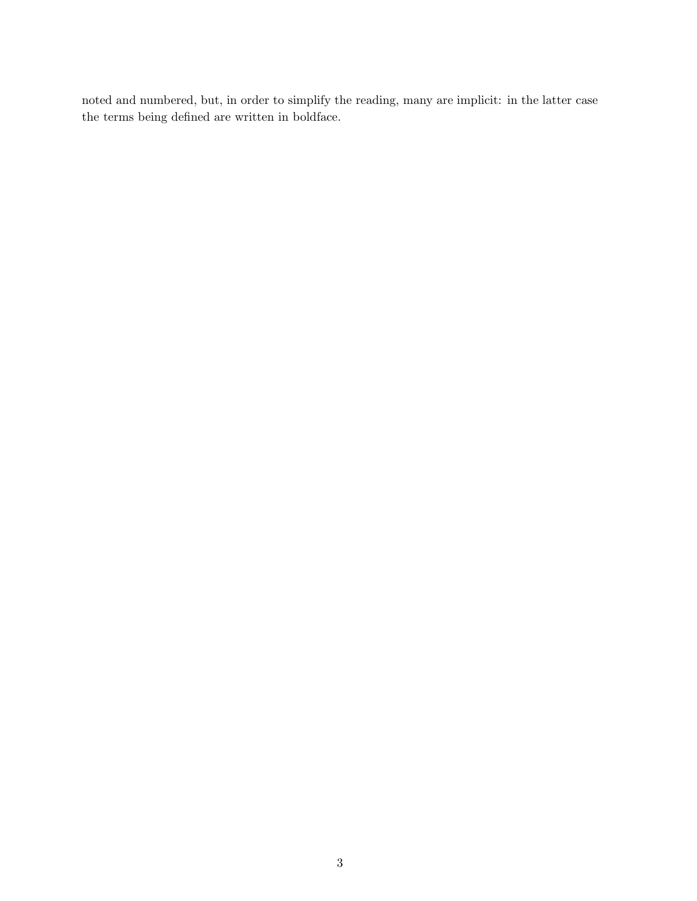noted and numbered, but, in order to simplify the reading, many are implicit: in the latter case the terms being defined are written in boldface.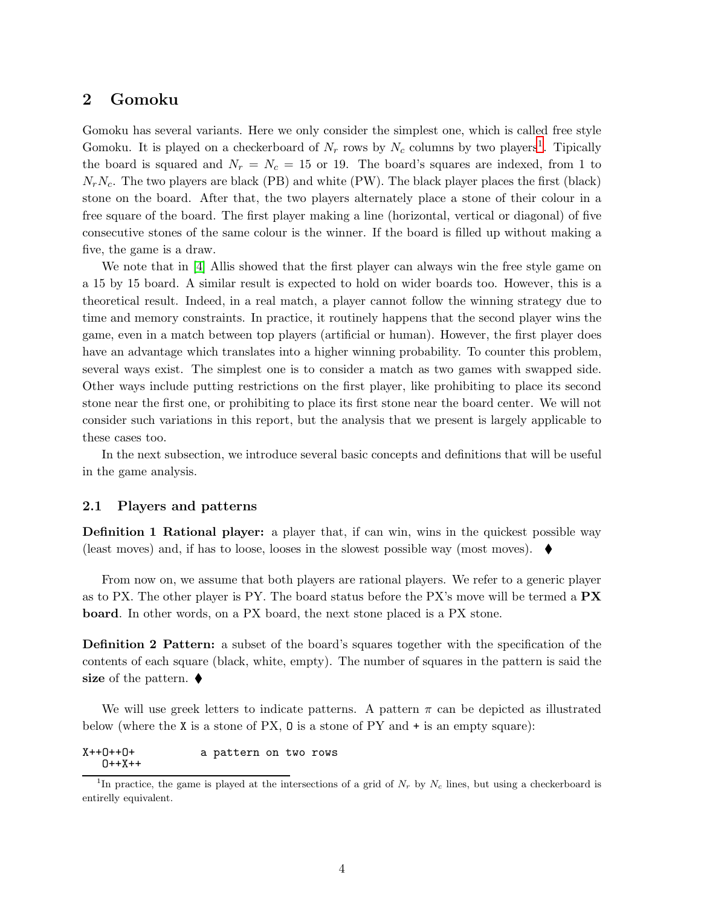## 2 Gomoku

Gomoku has several variants. Here we only consider the simplest one, which is called free style Gomoku. It is played on a checkerboard of $N_r$ rows by $N_c$ columns by two players[1]. Tipically the board is squared and $N_r = N_c = 15$ or 19. The board's squares are indexed, from 1 to $N_r N_c$. The two players are black (PB) and white (PW). The black player places the first (black) stone on the board. After that, the two players alternately place a stone of their colour in a free square of the board. The first player making a line (horizontal, vertical or diagonal) of five consecutive stones of the same colour is the winner. If the board is filled up without making a five, the game is a draw.

We note that in [4] Allis showed that the first player can always win the free style game on a 15 by 15 board. A similar result is expected to hold on wider boards too. However, this is a theoretical result. Indeed, in a real match, a player cannot follow the winning strategy due to time and memory constraints. In practice, it routinely happens that the second player wins the game, even in a match between top players (artificial or human). However, the first player does have an advantage which translates into a higher winning probability. To counter this problem, several ways exist. The simplest one is to consider a match as two games with swapped side. Other ways include putting restrictions on the first player, like prohibiting to place its second stone near the first one, or prohibiting to place its first stone near the board center. We will not consider such variations in this report, but the analysis that we present is largely applicable to these cases too.

In the next subsection, we introduce several basic concepts and definitions that will be useful in the game analysis.

### 2.1 Players and patterns

**Definition 1 Rational player:** a player that, if can win, wins in the quickest possible way (least moves) and, if has to loose, looses in the slowest possible way (most moves). ⧫

From now on, we assume that both players are rational players. We refer to a generic player as to PX. The other player is PY. The board status before the PX's move will be termed a **PX board**. In other words, on a PX board, the next stone placed is a PX stone.

**Definition 2 Pattern:** a subset of the board's squares together with the specification of the contents of each square (black, white, empty). The number of squares in the pattern is said the **size** of the pattern. ⧫

We will use greek letters to indicate patterns. A pattern $\pi$ can be depicted as illustrated below (where the X is a stone of PX, O is a stone of PY and + is an empty square):

```
X++O++O+           a pattern on two rows
   O++X++
```

[1] In practice, the game is played at the intersections of a grid of $N_r$ by $N_c$ lines, but using a checkerboard is entirelly equivalent.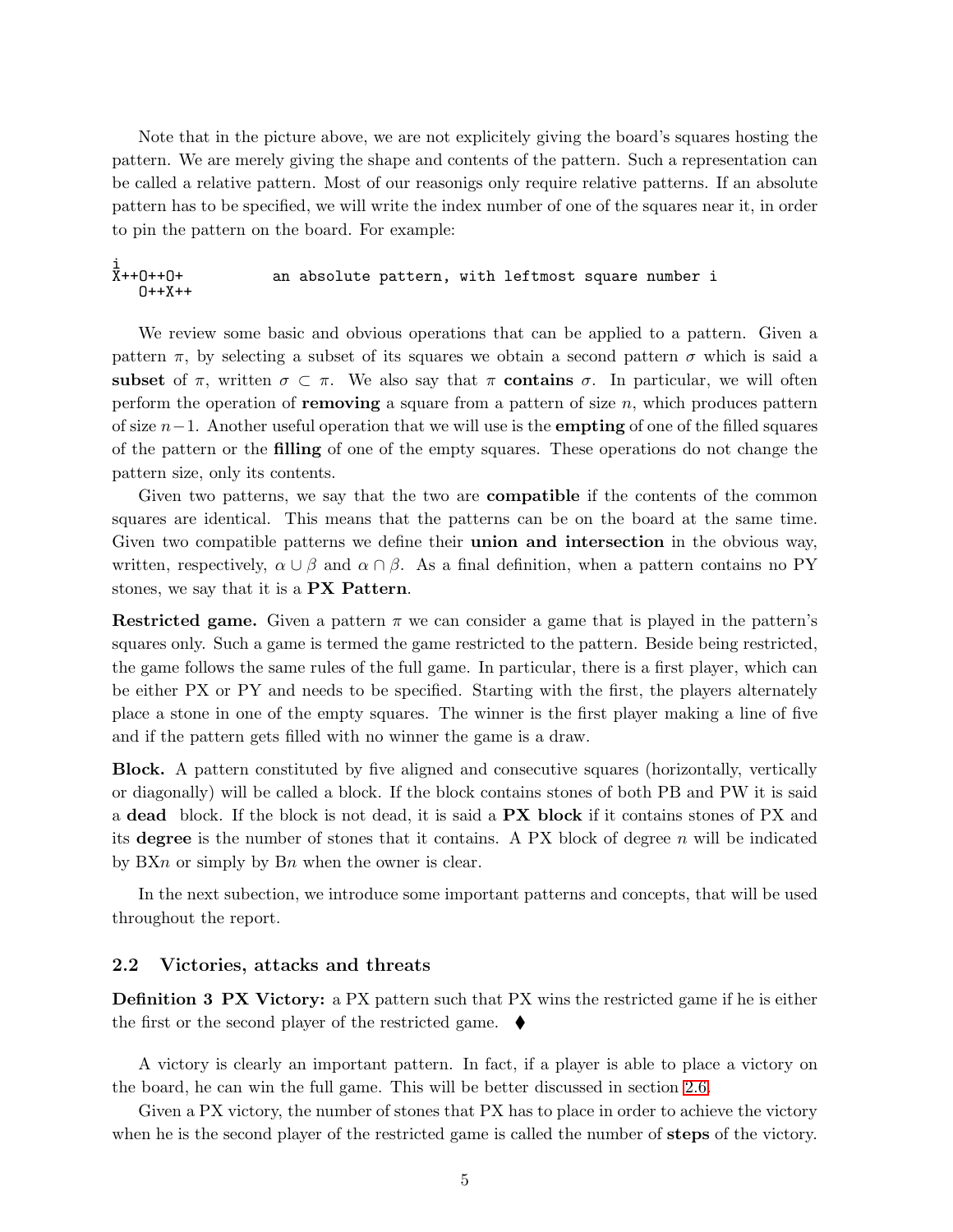Note that in the picture above, we are not explicitely giving the board's squares hosting the pattern. We are merely giving the shape and contents of the pattern. Such a representation can be called a relative pattern. Most of our reasonigs only require relative patterns. If an absolute pattern has to be specified, we will write the index number of one of the squares near it, in order to pin the pattern on the board. For example:

```
i
X++O++O+           an absolute pattern, with leftmost square number i
   O++X++
```

We review some basic and obvious operations that can be applied to a pattern. Given a pattern $\pi$, by selecting a subset of its squares we obtain a second pattern $\sigma$ which is said a **subset** of $\pi$, written $\sigma \subset \pi$. We also say that $\pi$ **contains** $\sigma$. In particular, we will often perform the operation of **removing** a square from a pattern of size $n$, which produces pattern of size $n-1$. Another useful operation that we will use is the **empting** of one of the filled squares of the pattern or the **filling** of one of the empty squares. These operations do not change the pattern size, only its contents.

Given two patterns, we say that the two are **compatible** if the contents of the common squares are identical. This means that the patterns can be on the board at the same time. Given two compatible patterns we define their **union and intersection** in the obvious way, written, respectively, $\alpha \cup \beta$ and $\alpha \cap \beta$. As a final definition, when a pattern contains no PY stones, we say that it is a **PX Pattern**.

**Restricted game.** Given a pattern $\pi$ we can consider a game that is played in the pattern's squares only. Such a game is termed the game restricted to the pattern. Beside being restricted, the game follows the same rules of the full game. In particular, there is a first player, which can be either PX or PY and needs to be specified. Starting with the first, the players alternately place a stone in one of the empty squares. The winner is the first player making a line of five and if the pattern gets filled with no winner the game is a draw.

**Block.** A pattern constituted by five aligned and consecutive squares (horizontally, vertically or diagonally) will be called a block. If the block contains stones of both PB and PW it is said a **dead** block. If the block is not dead, it is said a **PX block** if it contains stones of PX and its **degree** is the number of stones that it contains. A PX block of degree $n$ will be indicated by BX$n$ or simply by B$n$ when the owner is clear.

In the next subection, we introduce some important patterns and concepts, that will be used throughout the report.

## 2.2 Victories, attacks and threats

**Definition 3 PX Victory:** a PX pattern such that PX wins the restricted game if he is either the first or the second player of the restricted game. ⧫

A victory is clearly an important pattern. In fact, if a player is able to place a victory on the board, he can win the full game. This will be better discussed in section 2.6.

Given a PX victory, the number of stones that PX has to place in order to achieve the victory when he is the second player of the restricted game is called the number of **steps** of the victory.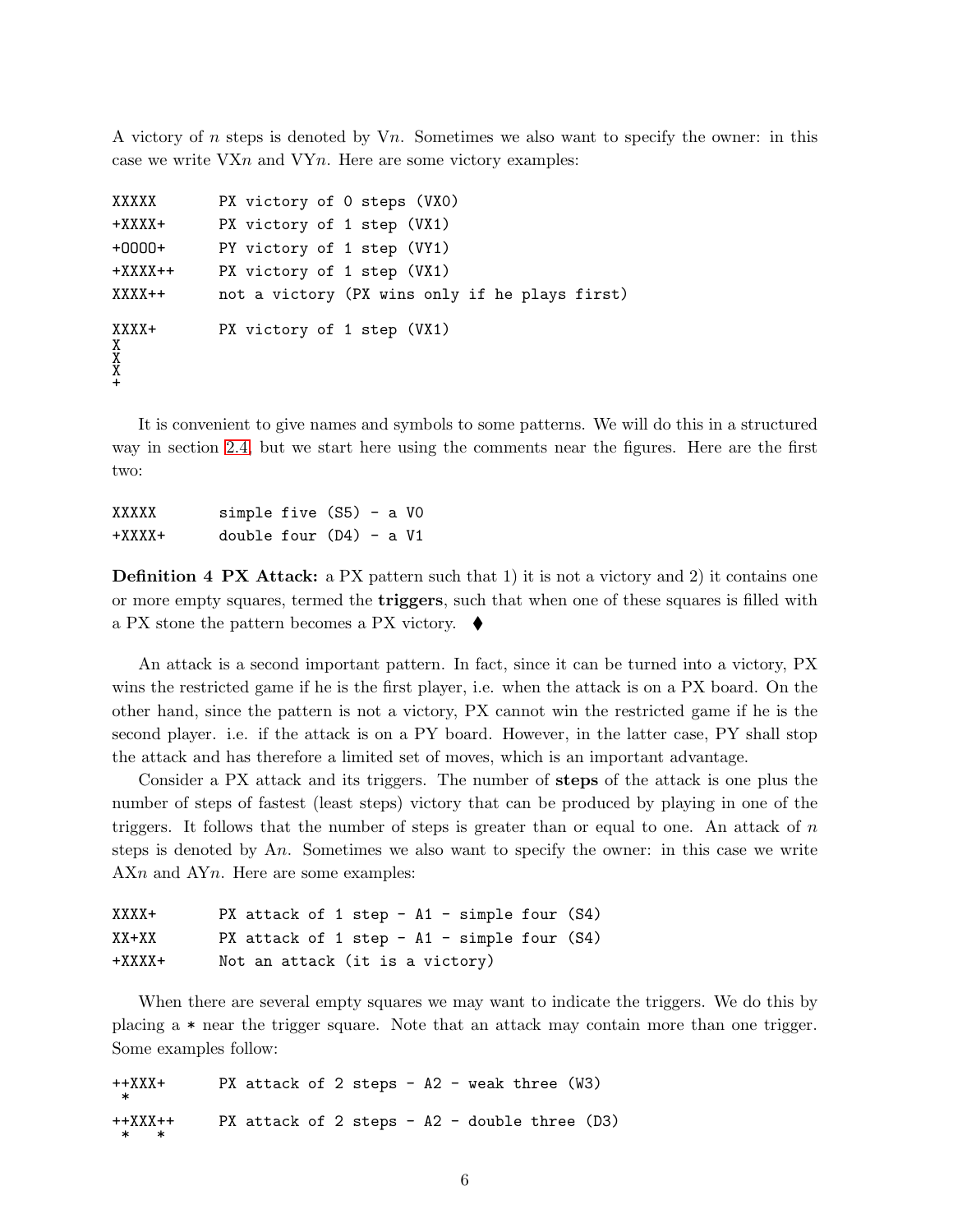A victory of $n$ steps is denoted by V$n$. Sometimes we also want to specify the owner: in this case we write VX$n$ and VY$n$. Here are some victory examples:

```
XXXXX       PX victory of 0 steps (VX0)
+XXXX+      PX victory of 1 step (VX1)
+OOOO+      PY victory of 1 step (VY1)
+XXXX++     PX victory of 1 step (VX1)
XXXX++      not a victory (PX wins only if he plays first)

XXXX+       PX victory of 1 step (VX1)
X
X
X
+
```

It is convenient to give names and symbols to some patterns. We will do this in a structured way in section 2.4, but we start here using the comments near the figures. Here are the first two:

```
XXXXX       simple five (S5) - a V0
+XXXX+      double four (D4) - a V1
```

**Definition 4 PX Attack:** a PX pattern such that 1) it is not a victory and 2) it contains one or more empty squares, termed the **triggers**, such that when one of these squares is filled with a PX stone the pattern becomes a PX victory. ⧫

An attack is a second important pattern. In fact, since it can be turned into a victory, PX wins the restricted game if he is the first player, i.e. when the attack is on a PX board. On the other hand, since the pattern is not a victory, PX cannot win the restricted game if he is the second player. i.e. if the attack is on a PY board. However, in the latter case, PY shall stop the attack and has therefore a limited set of moves, which is an important advantage.

Consider a PX attack and its triggers. The number of **steps** of the attack is one plus the number of steps of fastest (least steps) victory that can be produced by playing in one of the triggers. It follows that the number of steps is greater than or equal to one. An attack of $n$ steps is denoted by A$n$. Sometimes we also want to specify the owner: in this case we write AX$n$ and AY$n$. Here are some examples:

```
XXXX+       PX attack of 1 step - A1 - simple four (S4)
XX+XX       PX attack of 1 step - A1 - simple four (S4)
+XXXX+      Not an attack (it is a victory)
```

When there are several empty squares we may want to indicate the triggers. We do this by placing a * near the trigger square. Note that an attack may contain more than one trigger. Some examples follow:

```
++XXX+      PX attack of 2 steps - A2 - weak three (W3)
 *

++XXX++     PX attack of 2 steps - A2 - double three (D3)
 *   *
```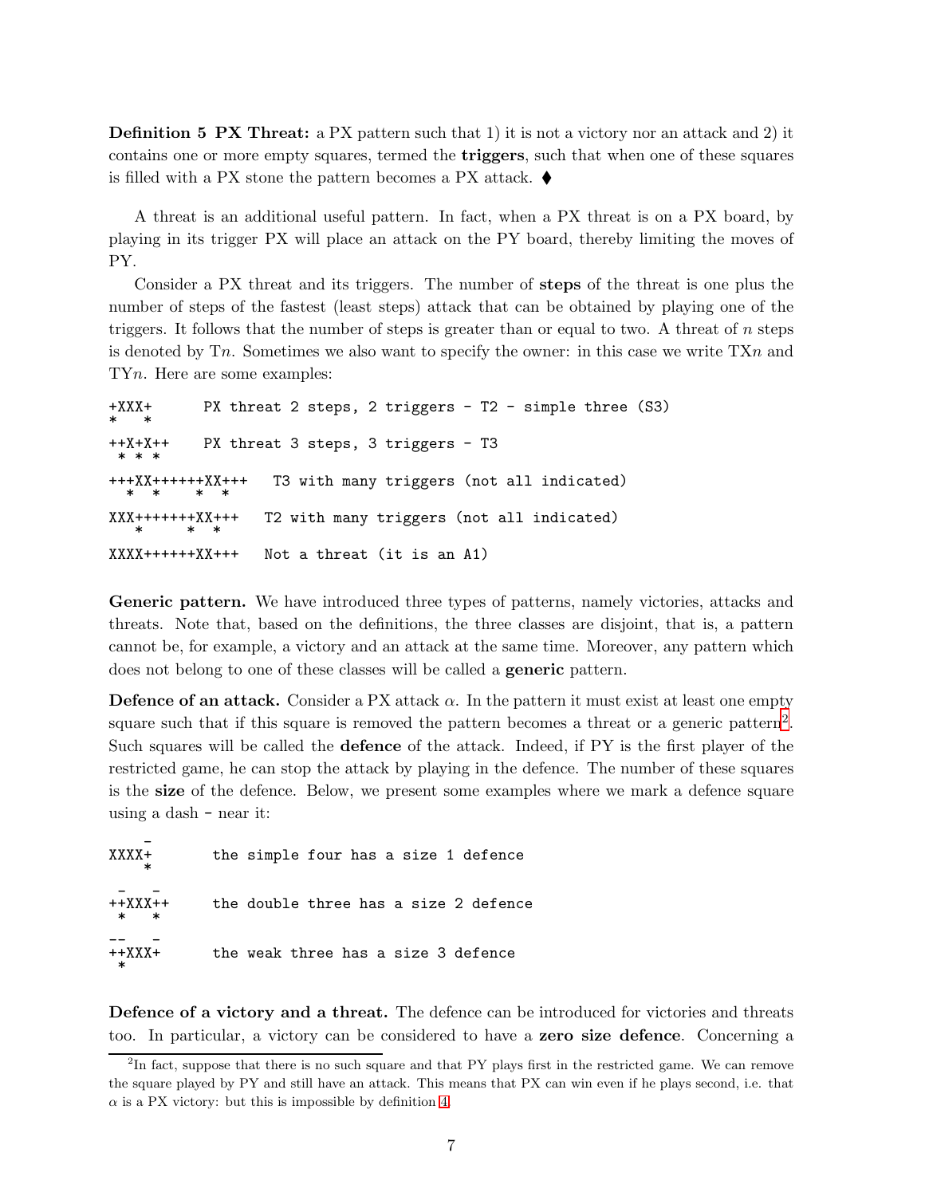**Definition 5 PX Threat:** a PX pattern such that 1) it is not a victory nor an attack and 2) it contains one or more empty squares, termed the **triggers**, such that when one of these squares is filled with a PX stone the pattern becomes a PX attack. ♦

A threat is an additional useful pattern. In fact, when a PX threat is on a PX board, by playing in its trigger PX will place an attack on the PY board, thereby limiting the moves of PY.

Consider a PX threat and its triggers. The number of **steps** of the threat is one plus the number of steps of the fastest (least steps) attack that can be obtained by playing one of the triggers. It follows that the number of steps is greater than or equal to two. A threat of $n$ steps is denoted by T$n$. Sometimes we also want to specify the owner: in this case we write TX$n$ and TY$n$. Here are some examples:

```
+XXX+      PX threat 2 steps, 2 triggers - T2 - simple three (S3)
*   *
++X+X++    PX threat 3 steps, 3 triggers - T3
 * * *
+++XX++++++XX+++   T3 with many triggers (not all indicated)
  *  *    *  *
XXX+++++++XX+++   T2 with many triggers (not all indicated)
   *     *  *
XXXX++++++XX+++   Not a threat (it is an A1)
```

**Generic pattern.** We have introduced three types of patterns, namely victories, attacks and threats. Note that, based on the definitions, the three classes are disjoint, that is, a pattern cannot be, for example, a victory and an attack at the same time. Moreover, any pattern which does not belong to one of these classes will be called a **generic** pattern.

**Defence of an attack.** Consider a PX attack $\alpha$. In the pattern it must exist at least one empty square such that if this square is removed the pattern becomes a threat or a generic pattern[2]. Such squares will be called the **defence** of the attack. Indeed, if PY is the first player of the restricted game, he can stop the attack by playing in the defence. The number of these squares is the **size** of the defence. Below, we present some examples where we mark a defence square using a dash - near it:

```
    -
XXXX+       the simple four has a size 1 defence
    *
 -   -
++XXX++     the double three has a size 2 defence
 *   *
--   -
++XXX+      the weak three has a size 3 defence
 *
```

**Defence of a victory and a threat.** The defence can be introduced for victories and threats too. In particular, a victory can be considered to have a **zero size defence**. Concerning a

[2] In fact, suppose that there is no such square and that PY plays first in the restricted game. We can remove the square played by PY and still have an attack. This means that PX can win even if he plays second, i.e. that $\alpha$ is a PX victory: but this is impossible by definition 4.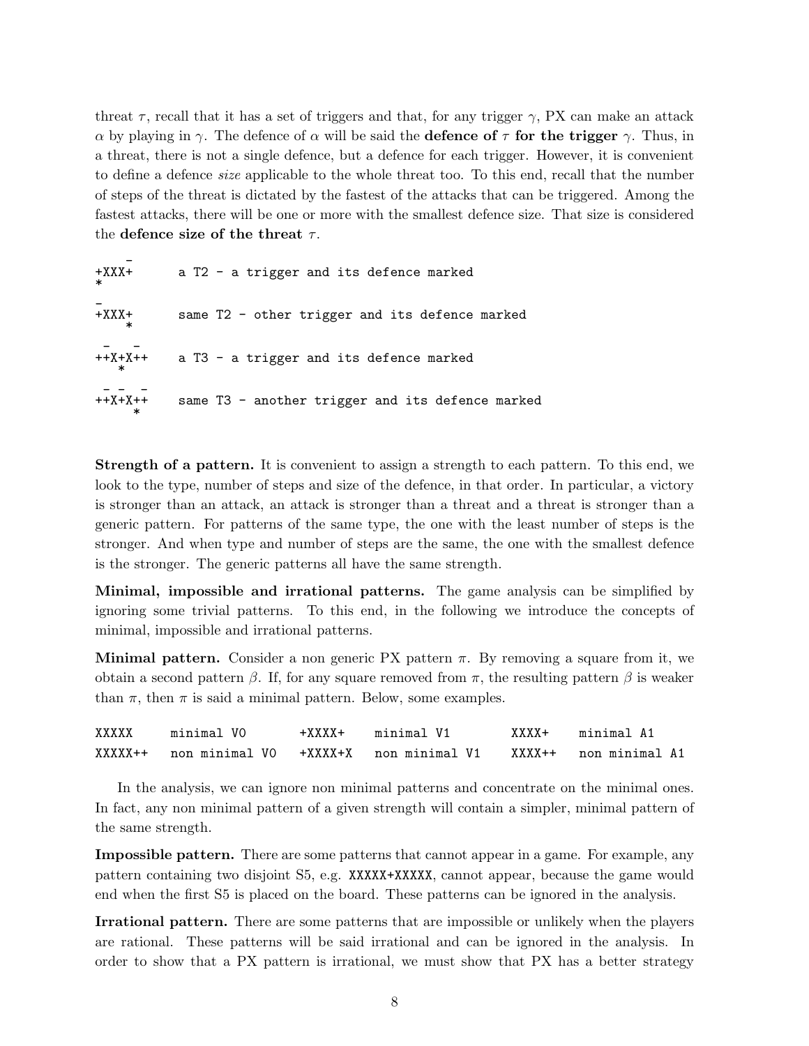threat $\tau$, recall that it has a set of triggers and that, for any trigger $\gamma$, PX can make an attack $\alpha$ by playing in $\gamma$. The defence of $\alpha$ will be said the **defence of $\tau$ for the trigger $\gamma$**. Thus, in a threat, there is not a single defence, but a defence for each trigger. However, it is convenient to define a defence *size* applicable to the whole threat too. To this end, recall that the number of steps of the threat is dictated by the fastest of the attacks that can be triggered. Among the fastest attacks, there will be one or more with the smallest defence size. That size is considered the **defence size of the threat $\tau$**.

```
    -
+XXX+      a T2 - a trigger and its defence marked
*

-
+XXX+      same T2 - other trigger and its defence marked
    *

 -   -
++X+X++    a T3 - a trigger and its defence marked
   *

 - -  -
++X+X++    same T3 - another trigger and its defence marked
     *
```

**Strength of a pattern.** It is convenient to assign a strength to each pattern. To this end, we look to the type, number of steps and size of the defence, in that order. In particular, a victory is stronger than an attack, an attack is stronger than a threat and a threat is stronger than a generic pattern. For patterns of the same type, the one with the least number of steps is the stronger. And when type and number of steps are the same, the one with the smallest defence is the stronger. The generic patterns all have the same strength.

**Minimal, impossible and irrational patterns.** The game analysis can be simplified by ignoring some trivial patterns. To this end, in the following we introduce the concepts of minimal, impossible and irrational patterns.

**Minimal pattern.** Consider a non generic PX pattern $\pi$. By removing a square from it, we obtain a second pattern $\beta$. If, for any square removed from $\pi$, the resulting pattern $\beta$ is weaker than $\pi$, then $\pi$ is said a minimal pattern. Below, some examples.

```
XXXXX     minimal V0       +XXXX+    minimal V1       XXXX+     minimal A1
XXXXX++   non minimal V0   +XXXX+X   non minimal V1   XXXX++    non minimal A1
```

In the analysis, we can ignore non minimal patterns and concentrate on the minimal ones. In fact, any non minimal pattern of a given strength will contain a simpler, minimal pattern of the same strength.

**Impossible pattern.** There are some patterns that cannot appear in a game. For example, any pattern containing two disjoint S5, e.g. `XXXXX+XXXXX`, cannot appear, because the game would end when the first S5 is placed on the board. These patterns can be ignored in the analysis.

**Irrational pattern.** There are some patterns that are impossible or unlikely when the players are rational. These patterns will be said irrational and can be ignored in the analysis. In order to show that a PX pattern is irrational, we must show that PX has a better strategy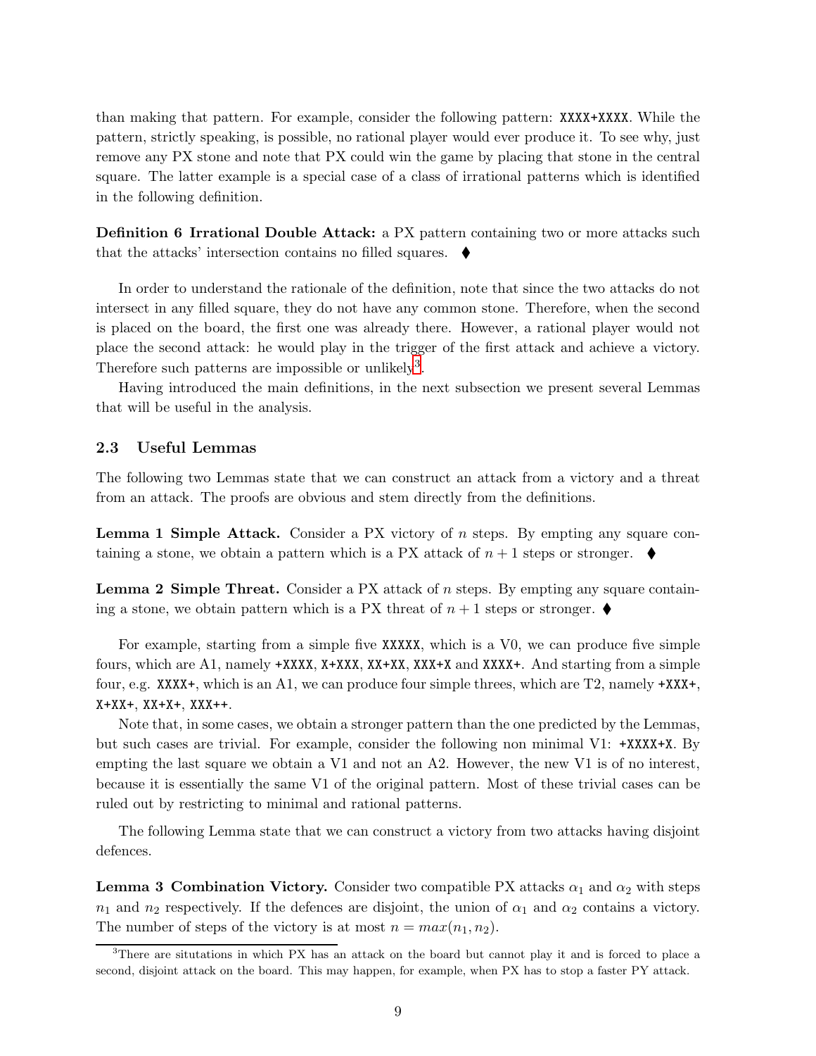than making that pattern. For example, consider the following pattern: `XXXX+XXXX`. While the pattern, strictly speaking, is possible, no rational player would ever produce it. To see why, just remove any PX stone and note that PX could win the game by placing that stone in the central square. The latter example is a special case of a class of irrational patterns which is identified in the following definition.

**Definition 6 Irrational Double Attack:** a PX pattern containing two or more attacks such that the attacks' intersection contains no filled squares. ⧫

In order to understand the rationale of the definition, note that since the two attacks do not intersect in any filled square, they do not have any common stone. Therefore, when the second is placed on the board, the first one was already there. However, a rational player would not place the second attack: he would play in the trigger of the first attack and achieve a victory. Therefore such patterns are impossible or unlikely[3].

Having introduced the main definitions, in the next subsection we present several Lemmas that will be useful in the analysis.

### 2.3 Useful Lemmas

The following two Lemmas state that we can construct an attack from a victory and a threat from an attack. The proofs are obvious and stem directly from the definitions.

**Lemma 1 Simple Attack.** Consider a PX victory of $n$ steps. By empting any square containing a stone, we obtain a pattern which is a PX attack of $n+1$ steps or stronger. ⧫

**Lemma 2 Simple Threat.** Consider a PX attack of $n$ steps. By empting any square containing a stone, we obtain pattern which is a PX threat of $n+1$ steps or stronger. ⧫

For example, starting from a simple five `XXXXX`, which is a V0, we can produce five simple fours, which are A1, namely `+XXXX`, `X+XXX`, `XX+XX`, `XXX+X` and `XXXX+`. And starting from a simple four, e.g. `XXXX+`, which is an A1, we can produce four simple threes, which are T2, namely `+XXX+`, `X+XX+`, `XX+X+`, `XXX++`.

Note that, in some cases, we obtain a stronger pattern than the one predicted by the Lemmas, but such cases are trivial. For example, consider the following non minimal V1: `+XXXX+X`. By empting the last square we obtain a V1 and not an A2. However, the new V1 is of no interest, because it is essentially the same V1 of the original pattern. Most of these trivial cases can be ruled out by restricting to minimal and rational patterns.

The following Lemma state that we can construct a victory from two attacks having disjoint defences.

**Lemma 3 Combination Victory.** Consider two compatible PX attacks $\alpha_1$ and $\alpha_2$ with steps $n_1$ and $n_2$ respectively. If the defences are disjoint, the union of $\alpha_1$ and $\alpha_2$ contains a victory. The number of steps of the victory is at most $n = max(n_1, n_2)$.

[3] There are situtations in which PX has an attack on the board but cannot play it and is forced to place a second, disjoint attack on the board. This may happen, for example, when PX has to stop a faster PY attack.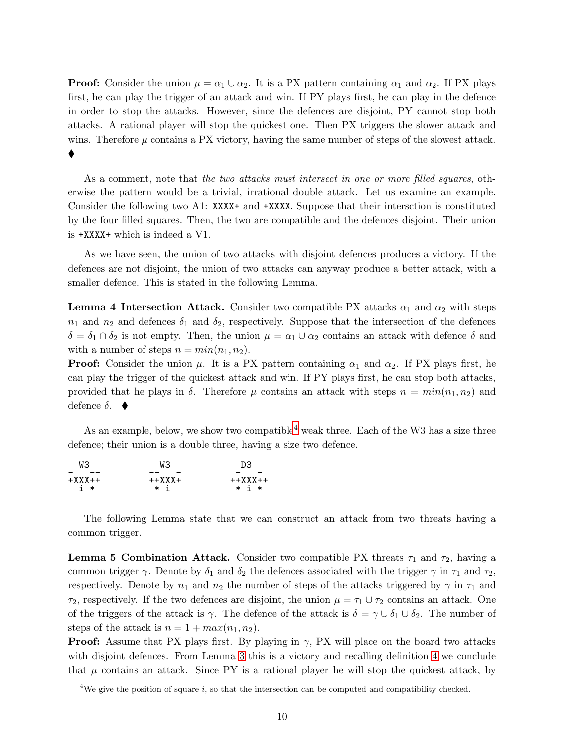**Proof:** Consider the union $\mu = \alpha_1 \cup \alpha_2$. It is a PX pattern containing $\alpha_1$ and $\alpha_2$. If PX plays first, he can play the trigger of an attack and win. If PY plays first, he can play in the defence in order to stop the attacks. However, since the defences are disjoint, PY cannot stop both attacks. A rational player will stop the quickest one. Then PX triggers the slower attack and wins. Therefore $\mu$ contains a PX victory, having the same number of steps of the slowest attack. ♦

As a comment, note that *the two attacks must intersect in one or more filled squares*, otherwise the pattern would be a trivial, irrational double attack. Let us examine an example. Consider the following two A1: `XXXX+` and `+XXXX`. Suppose that their intersction is constituted by the four filled squares. Then, the two are compatible and the defences disjoint. Their union is `+XXXX+` which is indeed a V1.

As we have seen, the union of two attacks with disjoint defences produces a victory. If the defences are not disjoint, the union of two attacks can anyway produce a better attack, with a smaller defence. This is stated in the following Lemma.

**Lemma 4 Intersection Attack.** Consider two compatible PX attacks $\alpha_1$ and $\alpha_2$ with steps $n_1$ and $n_2$ and defences $\delta_1$ and $\delta_2$, respectively. Suppose that the intersection of the defences $\delta = \delta_1 \cap \delta_2$ is not empty. Then, the union $\mu = \alpha_1 \cup \alpha_2$ contains an attack with defence $\delta$ and with a number of steps $n = min(n_1, n_2)$.

**Proof:** Consider the union $\mu$. It is a PX pattern containing $\alpha_1$ and $\alpha_2$. If PX plays first, he can play the trigger of the quickest attack and win. If PY plays first, he can stop both attacks, provided that he plays in $\delta$. Therefore $\mu$ contains an attack with steps $n = min(n_1, n_2)$ and defence $\delta$. ♦

As an example, below, we show two compatible[4] weak three. Each of the W3 has a size three defence; their union is a double three, having a size two defence.

```
  W3            W3           D3
-   --        --   -        -   -
+XXX++        ++XXX+      ++XXX++
  i *          * i         * i *
```

The following Lemma state that we can construct an attack from two threats having a common trigger.

**Lemma 5 Combination Attack.** Consider two compatible PX threats $\tau_1$ and $\tau_2$, having a common trigger $\gamma$. Denote by $\delta_1$ and $\delta_2$ the defences associated with the trigger $\gamma$ in $\tau_1$ and $\tau_2$, respectively. Denote by $n_1$ and $n_2$ the number of steps of the attacks triggered by $\gamma$ in $\tau_1$ and $\tau_2$, respectively. If the two defences are disjoint, the union $\mu = \tau_1 \cup \tau_2$ contains an attack. One of the triggers of the attack is $\gamma$. The defence of the attack is $\delta = \gamma \cup \delta_1 \cup \delta_2$. The number of steps of the attack is $n = 1 + max(n_1, n_2)$.

**Proof:** Assume that PX plays first. By playing in $\gamma$, PX will place on the board two attacks with disjoint defences. From Lemma 3 this is a victory and recalling definition 4 we conclude that $\mu$ contains an attack. Since PY is a rational player he will stop the quickest attack, by

[4] We give the position of square $i$, so that the intersection can be computed and compatibility checked.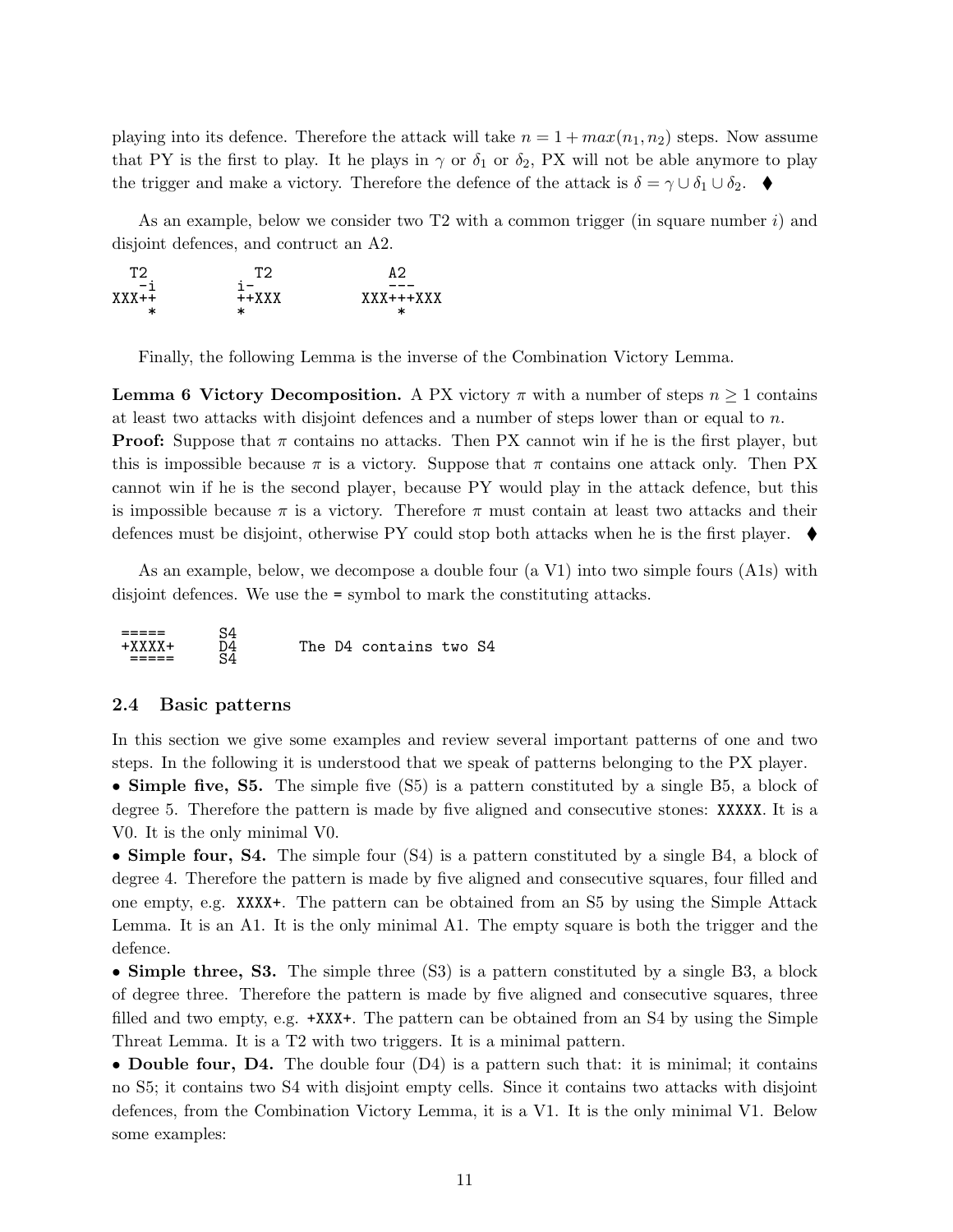playing into its defence. Therefore the attack will take $n = 1 + max(n_1, n_2)$ steps. Now assume that PY is the first to play. It he plays in $\gamma$ or $\delta_1$ or $\delta_2$, PX will not be able anymore to play the trigger and make a victory. Therefore the defence of the attack is $\delta = \gamma \cup \delta_1 \cup \delta_2$. ⧫

As an example, below we consider two T2 with a common trigger (in square number $i$) and disjoint defences, and contruct an A2.

```
 T2           T2            A2
  -i         i-             ---
XXX++        ++XXX        XXX+++XXX
   *         *               *
```

Finally, the following Lemma is the inverse of the Combination Victory Lemma.

**Lemma 6 Victory Decomposition.** A PX victory $\pi$ with a number of steps $n \geq 1$ contains at least two attacks with disjoint defences and a number of steps lower than or equal to $n$.

**Proof:** Suppose that $\pi$ contains no attacks. Then PX cannot win if he is the first player, but this is impossible because $\pi$ is a victory. Suppose that $\pi$ contains one attack only. Then PX cannot win if he is the second player, because PY would play in the attack defence, but this is impossible because $\pi$ is a victory. Therefore $\pi$ must contain at least two attacks and their defences must be disjoint, otherwise PY could stop both attacks when he is the first player. ⧫

As an example, below, we decompose a double four (a V1) into two simple fours (A1s) with disjoint defences. We use the = symbol to mark the constituting attacks.

```
=====      S4
+XXXX+     D4        The D4 contains two S4
 =====     S4
```

### 2.4 Basic patterns

In this section we give some examples and review several important patterns of one and two steps. In the following it is understood that we speak of patterns belonging to the PX player.

- **Simple five, S5.** The simple five (S5) is a pattern constituted by a single B5, a block of degree 5. Therefore the pattern is made by five aligned and consecutive stones: `XXXXX`. It is a V0. It is the only minimal V0.
- **Simple four, S4.** The simple four (S4) is a pattern constituted by a single B4, a block of degree 4. Therefore the pattern is made by five aligned and consecutive squares, four filled and one empty, e.g. `XXXX+`. The pattern can be obtained from an S5 by using the Simple Attack Lemma. It is an A1. It is the only minimal A1. The empty square is both the trigger and the defence.
- **Simple three, S3.** The simple three (S3) is a pattern constituted by a single B3, a block of degree three. Therefore the pattern is made by five aligned and consecutive squares, three filled and two empty, e.g. `+XXX+`. The pattern can be obtained from an S4 by using the Simple Threat Lemma. It is a T2 with two triggers. It is a minimal pattern.
- **Double four, D4.** The double four (D4) is a pattern such that: it is minimal; it contains no S5; it contains two S4 with disjoint empty cells. Since it contains two attacks with disjoint defences, from the Combination Victory Lemma, it is a V1. It is the only minimal V1. Below some examples: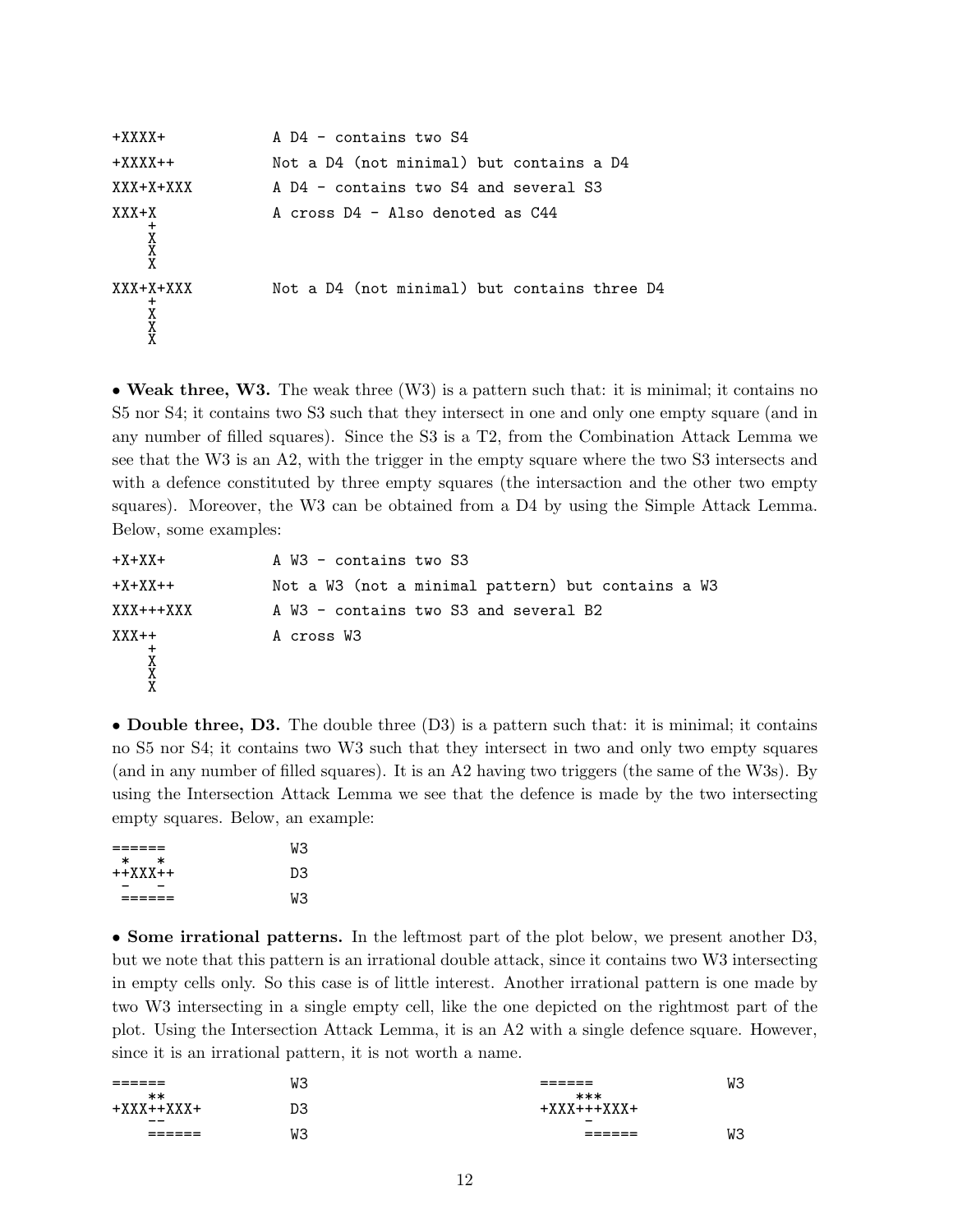```
+XXXX+            A D4 - contains two S4
+XXXX++           Not a D4 (not minimal) but contains a D4
XXX+X+XXX         A D4 - contains two S4 and several S3
XXX+X             A cross D4 - Also denoted as C44
    +
    X
    X
    X
XXX+X+XXX         Not a D4 (not minimal) but contains three D4
    +
    X
    X
    X
```

• **Weak three, W3.** The weak three (W3) is a pattern such that: it is minimal; it contains no S5 nor S4; it contains two S3 such that they intersect in one and only one empty square (and in any number of filled squares). Since the S3 is a T2, from the Combination Attack Lemma we see that the W3 is an A2, with the trigger in the empty square where the two S3 intersects and with a defence constituted by three empty squares (the intersaction and the other two empty squares). Moreover, the W3 can be obtained from a D4 by using the Simple Attack Lemma. Below, some examples:

```
+X+XX+            A W3 - contains two S3
+X+XX++           Not a W3 (not a minimal pattern) but contains a W3
XXX+++XXX         A W3 - contains two S3 and several B2
XXX++             A cross W3
    +
    X
    X
    X
```

• **Double three, D3.** The double three (D3) is a pattern such that: it is minimal; it contains no S5 nor S4; it contains two W3 such that they intersect in two and only two empty squares (and in any number of filled squares). It is an A2 having two triggers (the same of the W3s). By using the Intersection Attack Lemma we see that the defence is made by the two intersecting empty squares. Below, an example:

```
======            W3
 *   *
++XXX++           D3
 -   -
 ======           W3
```

• **Some irrational patterns.** In the leftmost part of the plot below, we present another D3, but we note that this pattern is an irrational double attack, since it contains two W3 intersecting in empty cells only. So this case is of little interest. Another irrational pattern is one made by two W3 intersecting in a single empty cell, like the one depicted on the rightmost part of the plot. Using the Intersection Attack Lemma, it is an A2 with a single defence square. However, since it is an irrational pattern, it is not worth a name.

```
======            W3              ======            W3
    **                                ***
+XXX++XXX+        D3              +XXX+++XXX+
    --                                 -
    ======        W3                  ======        W3
```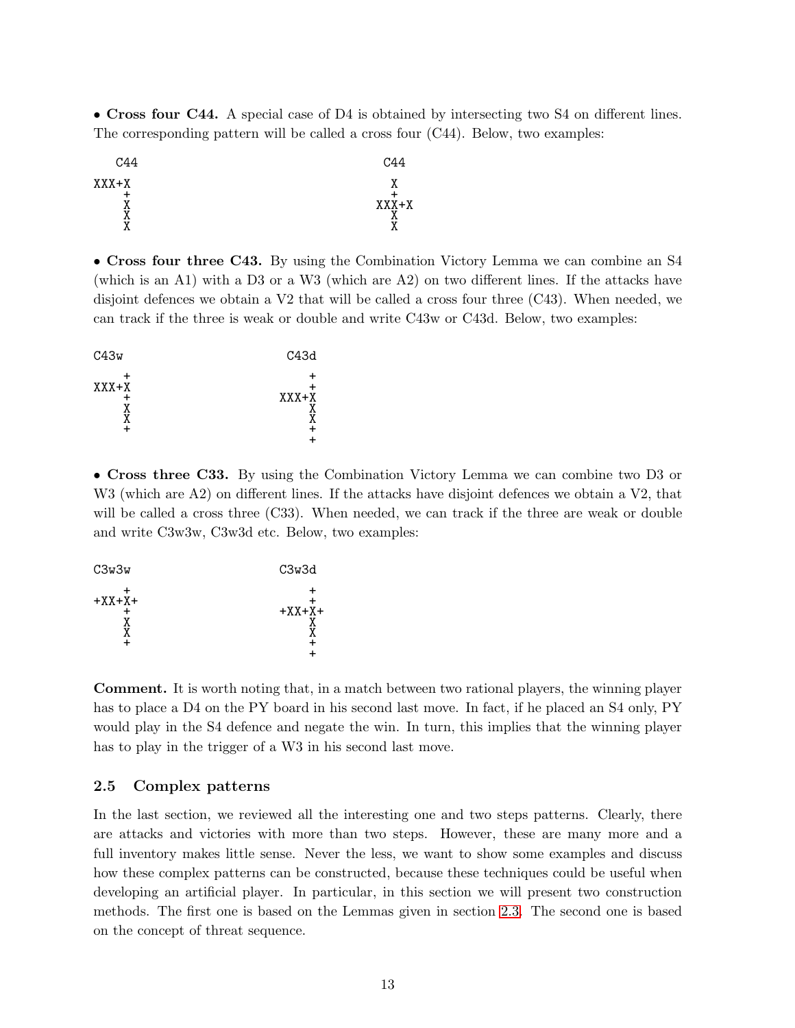- **Cross four C44.** A special case of D4 is obtained by intersecting two S4 on different lines. The corresponding pattern will be called a cross four (C44). Below, two examples:

```
  C44                          C44

XXX+X                           X
    +                           +
    X                         XXX+X
    X                           X
    X                           X
```

- **Cross four three C43.** By using the Combination Victory Lemma we can combine an S4 (which is an A1) with a D3 or a W3 (which are A2) on two different lines. If the attacks have disjoint defences we obtain a V2 that will be called a cross four three (C43). When needed, we can track if the three is weak or double and write C43w or C43d. Below, two examples:

```
C43w                    C43d

    +                       +
XXX+X                       +
    +                   XXX+X
    X                       X
    X                       X
    +                       +
                            +
```

- **Cross three C33.** By using the Combination Victory Lemma we can combine two D3 or W3 (which are A2) on different lines. If the attacks have disjoint defences we obtain a V2, that will be called a cross three (C33). When needed, we can track if the three are weak or double and write C3w3w, C3w3d etc. Below, two examples:

```
C3w3w                   C3w3d

    +                       +
+XX+X+                      +
    +                   +XX+X+
    X                       X
    X                       X
    +                       +
                            +
```

**Comment.** It is worth noting that, in a match between two rational players, the winning player has to place a D4 on the PY board in his second last move. In fact, if he placed an S4 only, PY would play in the S4 defence and negate the win. In turn, this implies that the winning player has to play in the trigger of a W3 in his second last move.

### 2.5 Complex patterns

In the last section, we reviewed all the interesting one and two steps patterns. Clearly, there are attacks and victories with more than two steps. However, these are many more and a full inventory makes little sense. Never the less, we want to show some examples and discuss how these complex patterns can be constructed, because these techniques could be useful when developing an artificial player. In particular, in this section we will present two construction methods. The first one is based on the Lemmas given in section 2.3. The second one is based on the concept of threat sequence.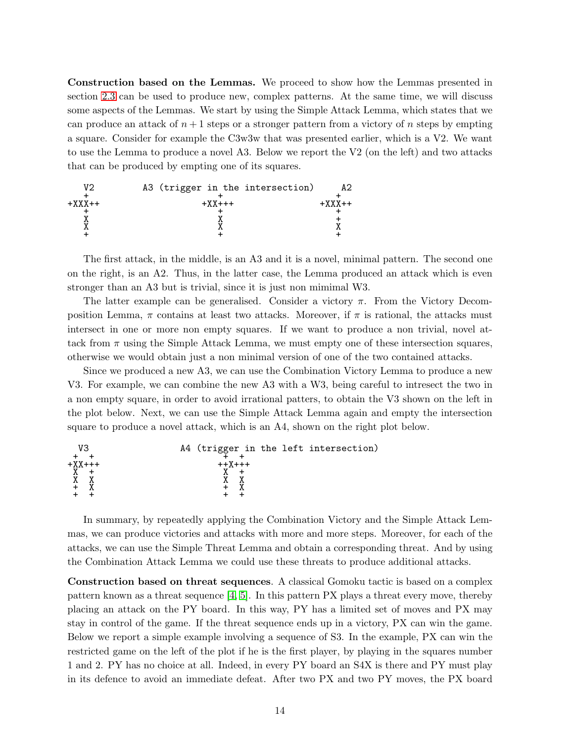**Construction based on the Lemmas.** We proceed to show how the Lemmas presented in section 2.3 can be used to produce new, complex patterns. At the same time, we will discuss some aspects of the Lemmas. We start by using the Simple Attack Lemma, which states that we can produce an attack of $n+1$ steps or a stronger pattern from a victory of $n$ steps by empting a square. Consider for example the C3w3w that was presented earlier, which is a V2. We want to use the Lemma to produce a novel A3. Below we report the V2 (on the left) and two attacks that can be produced by empting one of its squares.

```
   V2         A3 (trigger in the intersection)       A2
   +                        +                         +
+XXX++                   +XX+++                    +XXX++
   +                        +                         +
   X                        X                         +
   X                        X                         X
   +                        +                         +
```

The first attack, in the middle, is an A3 and it is a novel, minimal pattern. The second one on the right, is an A2. Thus, in the latter case, the Lemma produced an attack which is even stronger than an A3 but is trivial, since it is just non mimimal W3.

The latter example can be generalised. Consider a victory $\pi$. From the Victory Decomposition Lemma, $\pi$ contains at least two attacks. Moreover, if $\pi$ is rational, the attacks must intersect in one or more non empty squares. If we want to produce a non trivial, novel attack from $\pi$ using the Simple Attack Lemma, we must empty one of these intersection squares, otherwise we would obtain just a non minimal version of one of the two contained attacks.

Since we produced a new A3, we can use the Combination Victory Lemma to produce a new V3. For example, we can combine the new A3 with a W3, being careful to intresect the two in a non empty square, in order to avoid irrational patters, to obtain the V3 shown on the left in the plot below. Next, we can use the Simple Attack Lemma again and empty the intersection square to produce a novel attack, which is an A4, shown on the right plot below.

```
  V3                   A4 (trigger in the left intersection)
 +  +                       +  +
+XX+++                     ++X+++
 X  +                       X  +
 X  X                       X  X
 +  X                       +  X
 +  +                       +  +
```

In summary, by repeatedly applying the Combination Victory and the Simple Attack Lemmas, we can produce victories and attacks with more and more steps. Moreover, for each of the attacks, we can use the Simple Threat Lemma and obtain a corresponding threat. And by using the Combination Attack Lemma we could use these threats to produce additional attacks.

**Construction based on threat sequences**. A classical Gomoku tactic is based on a complex pattern known as a threat sequence [4, 5]. In this pattern PX plays a threat every move, thereby placing an attack on the PY board. In this way, PY has a limited set of moves and PX may stay in control of the game. If the threat sequence ends up in a victory, PX can win the game. Below we report a simple example involving a sequence of S3. In the example, PX can win the restricted game on the left of the plot if he is the first player, by playing in the squares number 1 and 2. PY has no choice at all. Indeed, in every PY board an S4X is there and PY must play in its defence to avoid an immediate defeat. After two PX and two PY moves, the PX board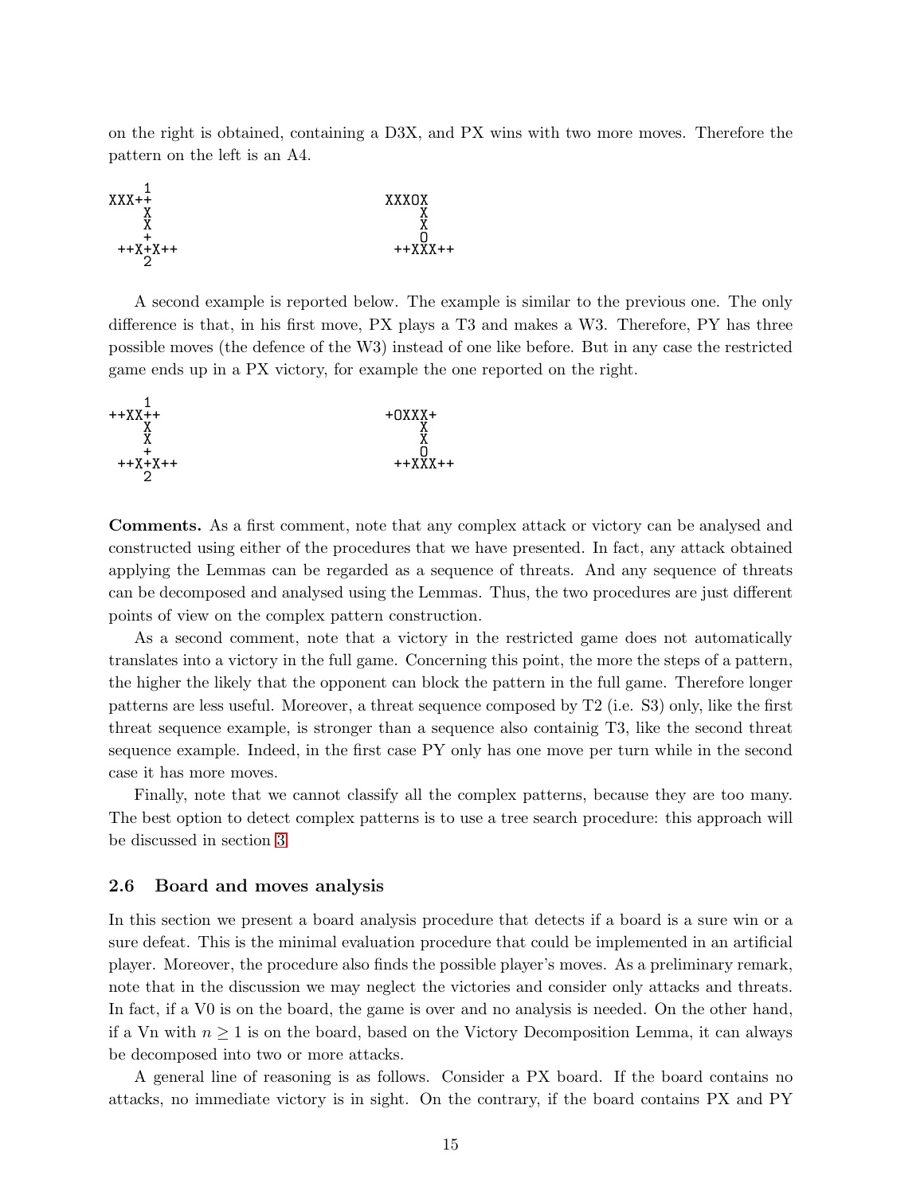on the right is obtained, containing a D3X, and PX wins with two more moves. Therefore the pattern on the left is an A4.

```
     1
XXX++                       XXXOX
    X                           X
    X                           X
    +                           O
 ++X+X++                     ++XXX++
    2
```

A second example is reported below. The example is similar to the previous one. The only difference is that, in his first move, PX plays a T3 and makes a W3. Therefore, PY has three possible moves (the defence of the W3) instead of one like before. But in any case the restricted game ends up in a PX victory, for example the one reported on the right.

```
     1
++XX++                      +OXXX+
    X                           X
    X                           X
    +                           O
 ++X+X++                     ++XXX++
    2
```

**Comments.** As a first comment, note that any complex attack or victory can be analysed and constructed using either of the procedures that we have presented. In fact, any attack obtained applying the Lemmas can be regarded as a sequence of threats. And any sequence of threats can be decomposed and analysed using the Lemmas. Thus, the two procedures are just different points of view on the complex pattern construction.

As a second comment, note that a victory in the restricted game does not automatically translates into a victory in the full game. Concerning this point, the more the steps of a pattern, the higher the likely that the opponent can block the pattern in the full game. Therefore longer patterns are less useful. Moreover, a threat sequence composed by T2 (i.e. S3) only, like the first threat sequence example, is stronger than a sequence also containig T3, like the second threat sequence example. Indeed, in the first case PY only has one move per turn while in the second case it has more moves.

Finally, note that we cannot classify all the complex patterns, because they are too many. The best option to detect complex patterns is to use a tree search procedure: this approach will be discussed in section 3.

### 2.6 Board and moves analysis

In this section we present a board analysis procedure that detects if a board is a sure win or a sure defeat. This is the minimal evaluation procedure that could be implemented in an artificial player. Moreover, the procedure also finds the possible player's moves. As a preliminary remark, note that in the discussion we may neglect the victories and consider only attacks and threats. In fact, if a V0 is on the board, the game is over and no analysis is needed. On the other hand, if a V$n$ with $n \geq 1$ is on the board, based on the Victory Decomposition Lemma, it can always be decomposed into two or more attacks.

A general line of reasoning is as follows. Consider a PX board. If the board contains no attacks, no immediate victory is in sight. On the contrary, if the board contains PX and PY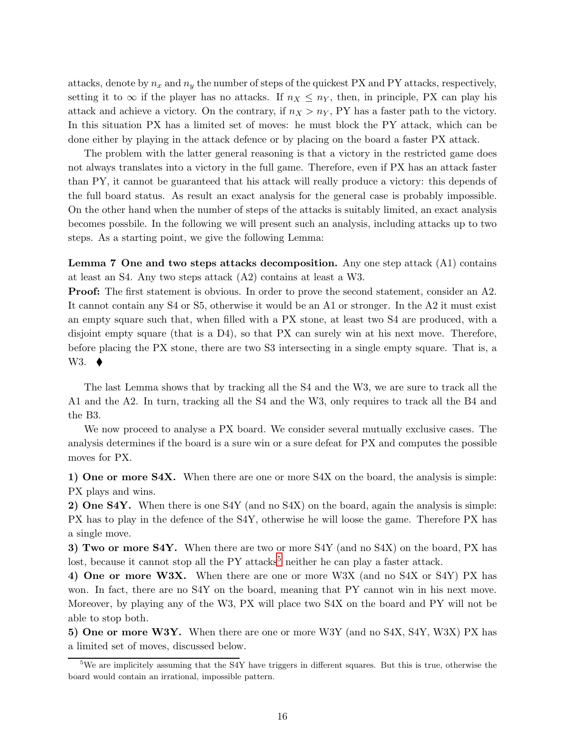attacks, denote by $n_x$ and $n_y$ the number of steps of the quickest PX and PY attacks, respectively, setting it to $\infty$ if the player has no attacks. If $n_X \le n_Y$, then, in principle, PX can play his attack and achieve a victory. On the contrary, if $n_X > n_Y$, PY has a faster path to the victory. In this situation PX has a limited set of moves: he must block the PY attack, which can be done either by playing in the attack defence or by placing on the board a faster PX attack.

The problem with the latter general reasoning is that a victory in the restricted game does not always translates into a victory in the full game. Therefore, even if PX has an attack faster than PY, it cannot be guaranteed that his attack will really produce a victory: this depends of the full board status. As result an exact analysis for the general case is probably impossible. On the other hand when the number of steps of the attacks is suitably limited, an exact analysis becomes possbile. In the following we will present such an analysis, including attacks up to two steps. As a starting point, we give the following Lemma:

**Lemma 7 One and two steps attacks decomposition.** Any one step attack (A1) contains at least an S4. Any two steps attack (A2) contains at least a W3.

**Proof:** The first statement is obvious. In order to prove the second statement, consider an A2. It cannot contain any S4 or S5, otherwise it would be an A1 or stronger. In the A2 it must exist an empty square such that, when filled with a PX stone, at least two S4 are produced, with a disjoint empty square (that is a D4), so that PX can surely win at his next move. Therefore, before placing the PX stone, there are two S3 intersecting in a single empty square. That is, a W3. ⧫

The last Lemma shows that by tracking all the S4 and the W3, we are sure to track all the A1 and the A2. In turn, tracking all the S4 and the W3, only requires to track all the B4 and the B3.

We now proceed to analyse a PX board. We consider several mutually exclusive cases. The analysis determines if the board is a sure win or a sure defeat for PX and computes the possible moves for PX.

**1) One or more S4X.** When there are one or more S4X on the board, the analysis is simple: PX plays and wins.

**2) One S4Y.** When there is one S4Y (and no S4X) on the board, again the analysis is simple: PX has to play in the defence of the S4Y, otherwise he will loose the game. Therefore PX has a single move.

**3) Two or more S4Y.** When there are two or more S4Y (and no S4X) on the board, PX has lost, because it cannot stop all the PY attacks[5] neither he can play a faster attack.

**4) One or more W3X.** When there are one or more W3X (and no S4X or S4Y) PX has won. In fact, there are no S4Y on the board, meaning that PY cannot win in his next move. Moreover, by playing any of the W3, PX will place two S4X on the board and PY will not be able to stop both.

**5) One or more W3Y.** When there are one or more W3Y (and no S4X, S4Y, W3X) PX has a limited set of moves, discussed below.

[5] We are implicitely assuming that the S4Y have triggers in different squares. But this is true, otherwise the board would contain an irrational, impossible pattern.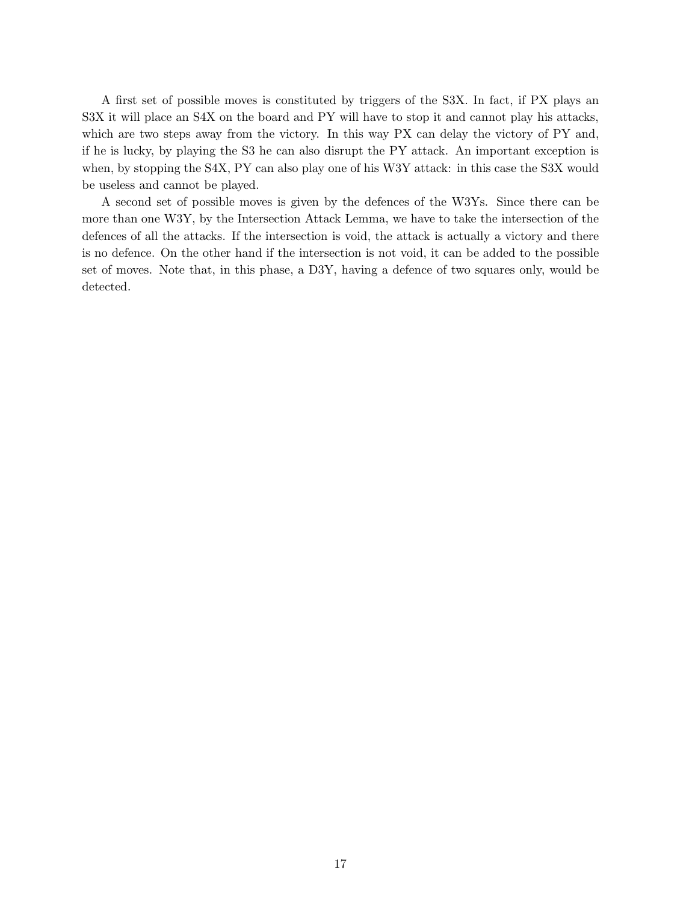A first set of possible moves is constituted by triggers of the S3X. In fact, if PX plays an S3X it will place an S4X on the board and PY will have to stop it and cannot play his attacks, which are two steps away from the victory. In this way PX can delay the victory of PY and, if he is lucky, by playing the S3 he can also disrupt the PY attack. An important exception is when, by stopping the S4X, PY can also play one of his W3Y attack: in this case the S3X would be useless and cannot be played.

A second set of possible moves is given by the defences of the W3Ys. Since there can be more than one W3Y, by the Intersection Attack Lemma, we have to take the intersection of the defences of all the attacks. If the intersection is void, the attack is actually a victory and there is no defence. On the other hand if the intersection is not void, it can be added to the possible set of moves. Note that, in this phase, a D3Y, having a defence of two squares only, would be detected.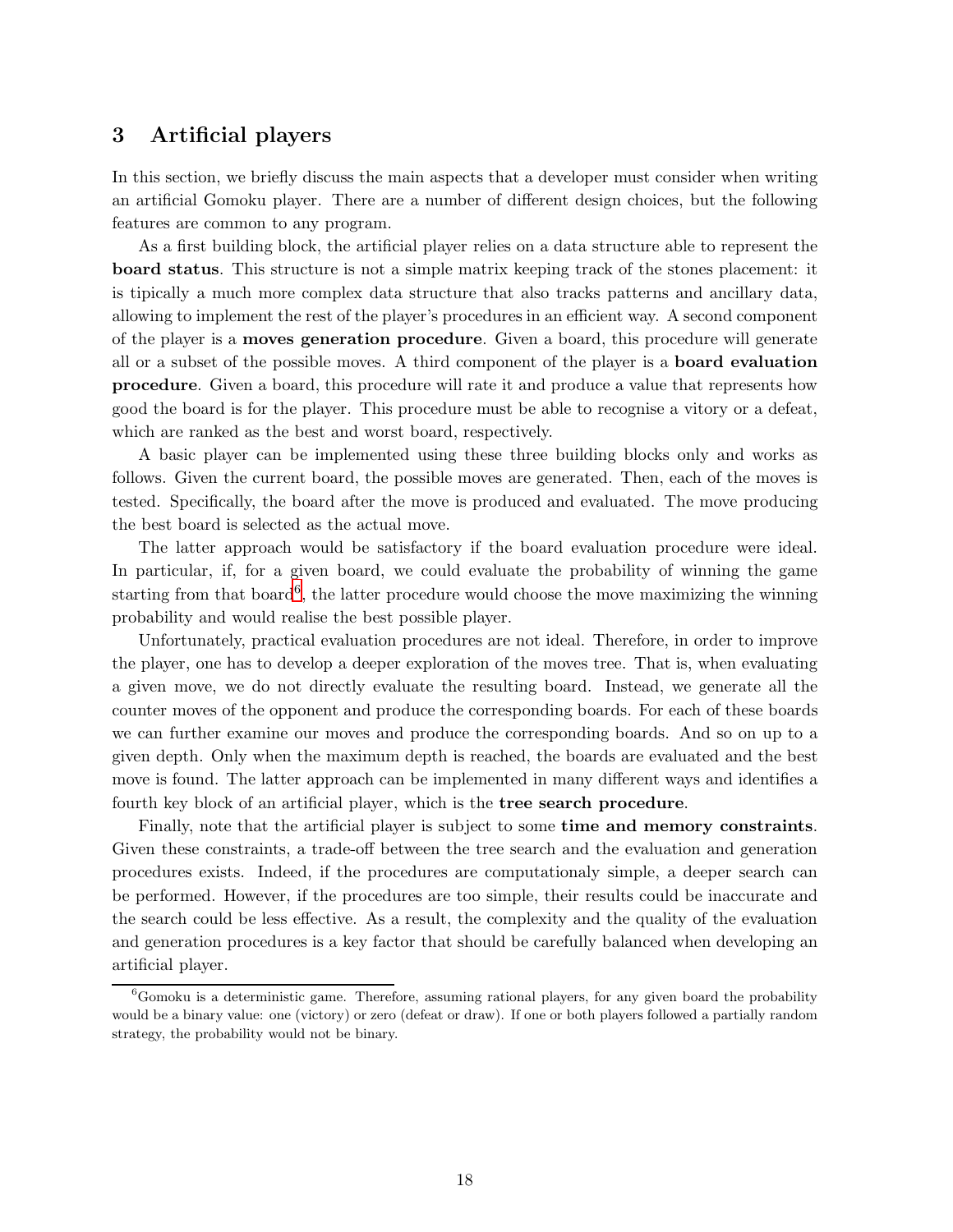## 3 Artificial players

In this section, we briefly discuss the main aspects that a developer must consider when writing an artificial Gomoku player. There are a number of different design choices, but the following features are common to any program.

As a first building block, the artificial player relies on a data structure able to represent the **board status**. This structure is not a simple matrix keeping track of the stones placement: it is tipically a much more complex data structure that also tracks patterns and ancillary data, allowing to implement the rest of the player's procedures in an efficient way. A second component of the player is a **moves generation procedure**. Given a board, this procedure will generate all or a subset of the possible moves. A third component of the player is a **board evaluation procedure**. Given a board, this procedure will rate it and produce a value that represents how good the board is for the player. This procedure must be able to recognise a vitory or a defeat, which are ranked as the best and worst board, respectively.

A basic player can be implemented using these three building blocks only and works as follows. Given the current board, the possible moves are generated. Then, each of the moves is tested. Specifically, the board after the move is produced and evaluated. The move producing the best board is selected as the actual move.

The latter approach would be satisfactory if the board evaluation procedure were ideal. In particular, if, for a given board, we could evaluate the probability of winning the game starting from that board[6], the latter procedure would choose the move maximizing the winning probability and would realise the best possible player.

Unfortunately, practical evaluation procedures are not ideal. Therefore, in order to improve the player, one has to develop a deeper exploration of the moves tree. That is, when evaluating a given move, we do not directly evaluate the resulting board. Instead, we generate all the counter moves of the opponent and produce the corresponding boards. For each of these boards we can further examine our moves and produce the corresponding boards. And so on up to a given depth. Only when the maximum depth is reached, the boards are evaluated and the best move is found. The latter approach can be implemented in many different ways and identifies a fourth key block of an artificial player, which is the **tree search procedure**.

Finally, note that the artificial player is subject to some **time and memory constraints**. Given these constraints, a trade-off between the tree search and the evaluation and generation procedures exists. Indeed, if the procedures are computationaly simple, a deeper search can be performed. However, if the procedures are too simple, their results could be inaccurate and the search could be less effective. As a result, the complexity and the quality of the evaluation and generation procedures is a key factor that should be carefully balanced when developing an artificial player.

---

[6] Gomoku is a deterministic game. Therefore, assuming rational players, for any given board the probability would be a binary value: one (victory) or zero (defeat or draw). If one or both players followed a partially random strategy, the probability would not be binary.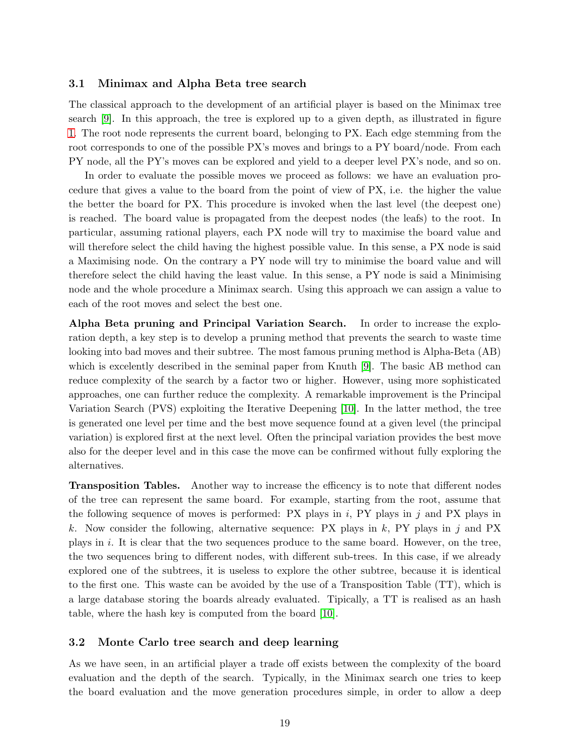### 3.1 Minimax and Alpha Beta tree search

The classical approach to the development of an artificial player is based on the Minimax tree search [9]. In this approach, the tree is explored up to a given depth, as illustrated in figure 1. The root node represents the current board, belonging to PX. Each edge stemming from the root corresponds to one of the possible PX's moves and brings to a PY board/node. From each PY node, all the PY's moves can be explored and yield to a deeper level PX's node, and so on.

In order to evaluate the possible moves we proceed as follows: we have an evaluation procedure that gives a value to the board from the point of view of PX, i.e. the higher the value the better the board for PX. This procedure is invoked when the last level (the deepest one) is reached. The board value is propagated from the deepest nodes (the leafs) to the root. In particular, assuming rational players, each PX node will try to maximise the board value and will therefore select the child having the highest possible value. In this sense, a PX node is said a Maximising node. On the contrary a PY node will try to minimise the board value and will therefore select the child having the least value. In this sense, a PY node is said a Minimising node and the whole procedure a Minimax search. Using this approach we can assign a value to each of the root moves and select the best one.

**Alpha Beta pruning and Principal Variation Search.** In order to increase the exploration depth, a key step is to develop a pruning method that prevents the search to waste time looking into bad moves and their subtree. The most famous pruning method is Alpha-Beta (AB) which is excelently described in the seminal paper from Knuth [9]. The basic AB method can reduce complexity of the search by a factor two or higher. However, using more sophisticated approaches, one can further reduce the complexity. A remarkable improvement is the Principal Variation Search (PVS) exploiting the Iterative Deepening [10]. In the latter method, the tree is generated one level per time and the best move sequence found at a given level (the principal variation) is explored first at the next level. Often the principal variation provides the best move also for the deeper level and in this case the move can be confirmed without fully exploring the alternatives.

**Transposition Tables.** Another way to increase the efficency is to note that different nodes of the tree can represent the same board. For example, starting from the root, assume that the following sequence of moves is performed: PX plays in $i$, PY plays in $j$ and PX plays in $k$. Now consider the following, alternative sequence: PX plays in $k$, PY plays in $j$ and PX plays in $i$. It is clear that the two sequences produce to the same board. However, on the tree, the two sequences bring to different nodes, with different sub-trees. In this case, if we already explored one of the subtrees, it is useless to explore the other subtree, because it is identical to the first one. This waste can be avoided by the use of a Transposition Table (TT), which is a large database storing the boards already evaluated. Tipically, a TT is realised as an hash table, where the hash key is computed from the board [10].

### 3.2 Monte Carlo tree search and deep learning

As we have seen, in an artificial player a trade off exists between the complexity of the board evaluation and the depth of the search. Typically, in the Minimax search one tries to keep the board evaluation and the move generation procedures simple, in order to allow a deep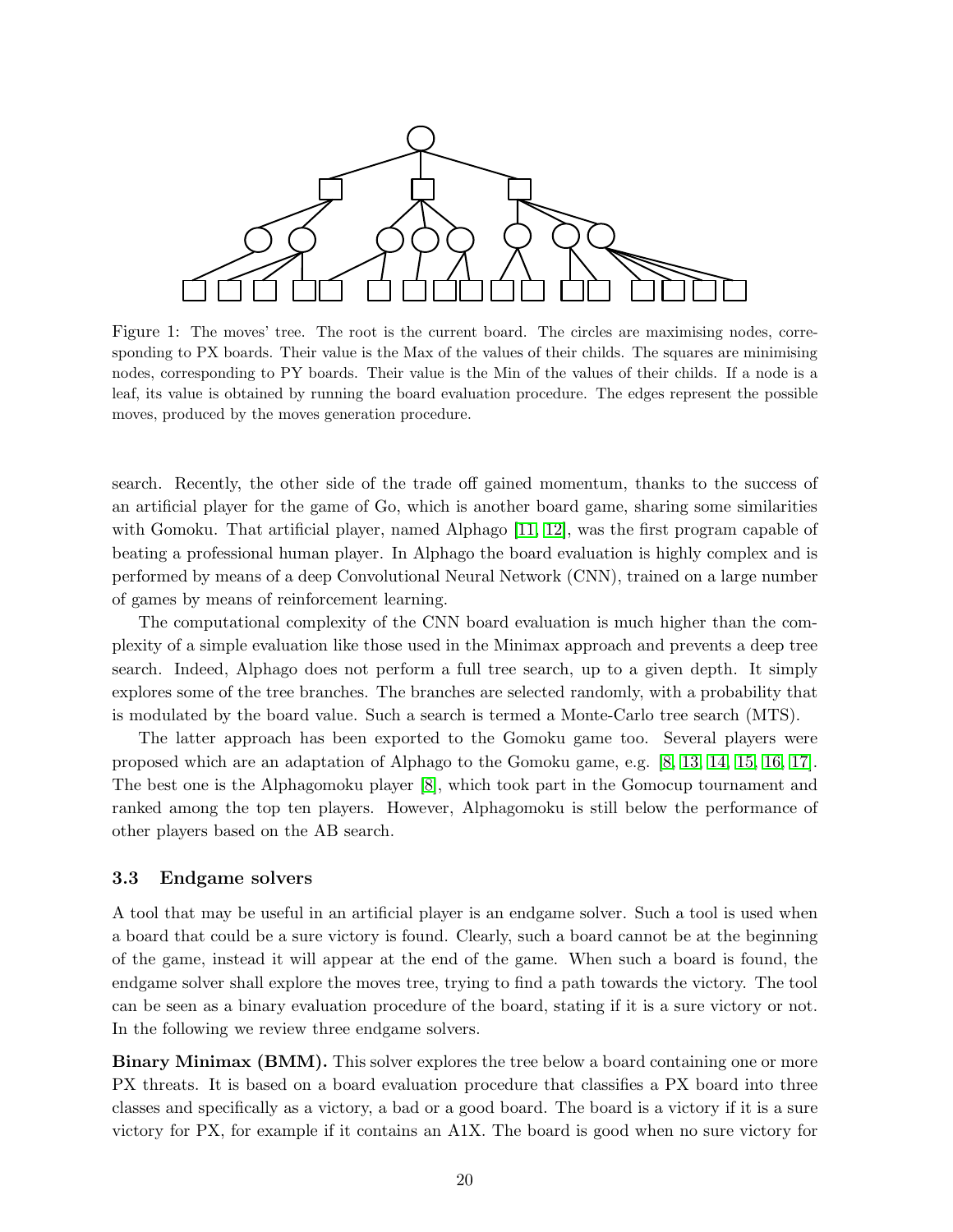Figure 1: The moves' tree. The root is the current board. The circles are maximising nodes, corresponding to PX boards. Their value is the Max of the values of their childs. The squares are minimising nodes, corresponding to PY boards. Their value is the Min of the values of their childs. If a node is a leaf, its value is obtained by running the board evaluation procedure. The edges represent the possible moves, produced by the moves generation procedure.

search. Recently, the other side of the trade off gained momentum, thanks to the success of an artificial player for the game of Go, which is another board game, sharing some similarities with Gomoku. That artificial player, named Alphago [11, 12], was the first program capable of beating a professional human player. In Alphago the board evaluation is highly complex and is performed by means of a deep Convolutional Neural Network (CNN), trained on a large number of games by means of reinforcement learning.

The computational complexity of the CNN board evaluation is much higher than the complexity of a simple evaluation like those used in the Minimax approach and prevents a deep tree search. Indeed, Alphago does not perform a full tree search, up to a given depth. It simply explores some of the tree branches. The branches are selected randomly, with a probability that is modulated by the board value. Such a search is termed a Monte-Carlo tree search (MTS).

The latter approach has been exported to the Gomoku game too. Several players were proposed which are an adaptation of Alphago to the Gomoku game, e.g. [8, 13, 14, 15, 16, 17]. The best one is the Alphagomoku player [8], which took part in the Gomocup tournament and ranked among the top ten players. However, Alphagomoku is still below the performance of other players based on the AB search.

### 3.3 Endgame solvers

A tool that may be useful in an artificial player is an endgame solver. Such a tool is used when a board that could be a sure victory is found. Clearly, such a board cannot be at the beginning of the game, instead it will appear at the end of the game. When such a board is found, the endgame solver shall explore the moves tree, trying to find a path towards the victory. The tool can be seen as a binary evaluation procedure of the board, stating if it is a sure victory or not. In the following we review three endgame solvers.

**Binary Minimax (BMM).** This solver explores the tree below a board containing one or more PX threats. It is based on a board evaluation procedure that classifies a PX board into three classes and specifically as a victory, a bad or a good board. The board is a victory if it is a sure victory for PX, for example if it contains an A1X. The board is good when no sure victory for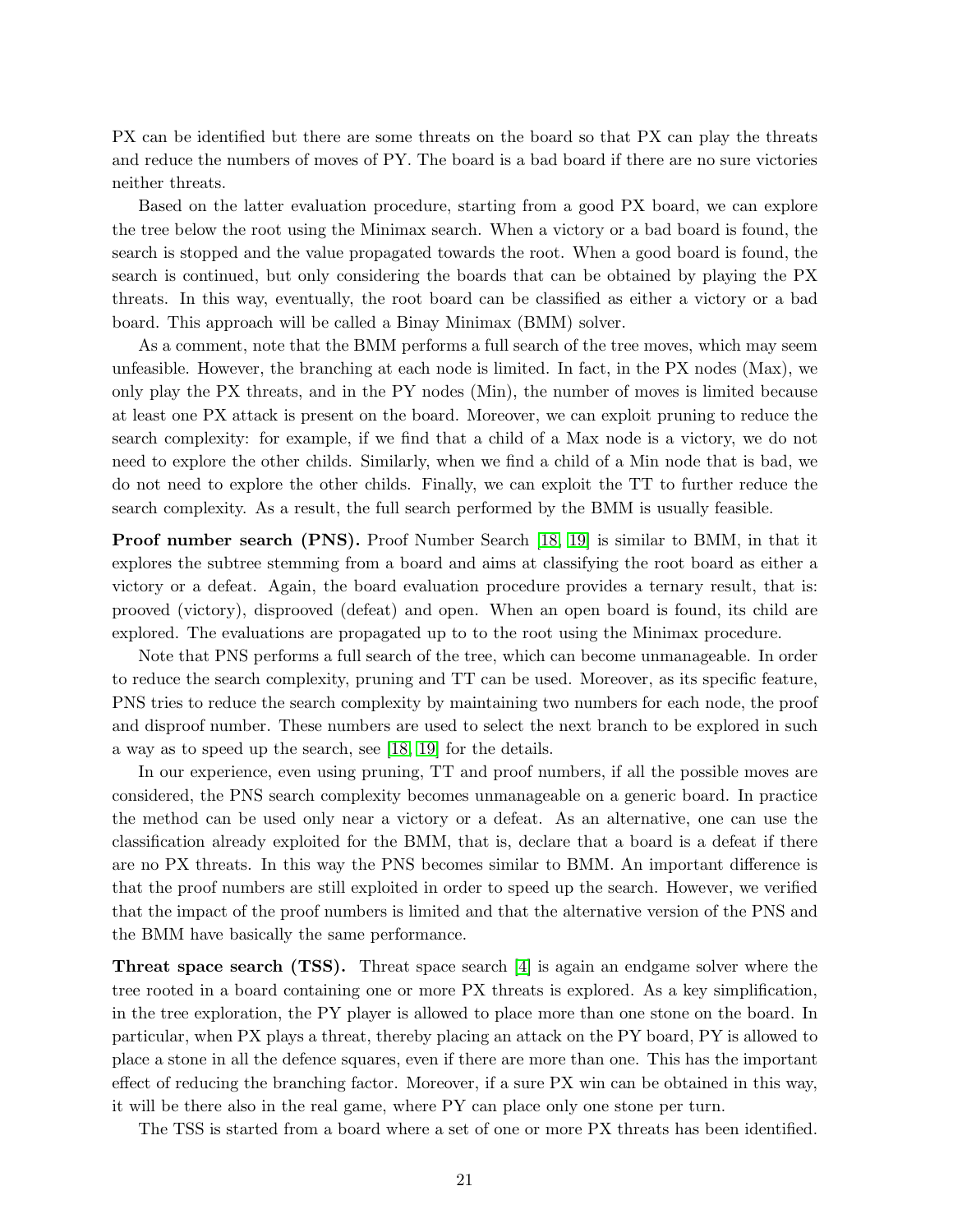PX can be identified but there are some threats on the board so that PX can play the threats and reduce the numbers of moves of PY. The board is a bad board if there are no sure victories neither threats.

Based on the latter evaluation procedure, starting from a good PX board, we can explore the tree below the root using the Minimax search. When a victory or a bad board is found, the search is stopped and the value propagated towards the root. When a good board is found, the search is continued, but only considering the boards that can be obtained by playing the PX threats. In this way, eventually, the root board can be classified as either a victory or a bad board. This approach will be called a Binay Minimax (BMM) solver.

As a comment, note that the BMM performs a full search of the tree moves, which may seem unfeasible. However, the branching at each node is limited. In fact, in the PX nodes (Max), we only play the PX threats, and in the PY nodes (Min), the number of moves is limited because at least one PX attack is present on the board. Moreover, we can exploit pruning to reduce the search complexity: for example, if we find that a child of a Max node is a victory, we do not need to explore the other childs. Similarly, when we find a child of a Min node that is bad, we do not need to explore the other childs. Finally, we can exploit the TT to further reduce the search complexity. As a result, the full search performed by the BMM is usually feasible.

**Proof number search (PNS).** Proof Number Search [18, 19] is similar to BMM, in that it explores the subtree stemming from a board and aims at classifying the root board as either a victory or a defeat. Again, the board evaluation procedure provides a ternary result, that is: prooved (victory), disprooved (defeat) and open. When an open board is found, its child are explored. The evaluations are propagated up to to the root using the Minimax procedure.

Note that PNS performs a full search of the tree, which can become unmanageable. In order to reduce the search complexity, pruning and TT can be used. Moreover, as its specific feature, PNS tries to reduce the search complexity by maintaining two numbers for each node, the proof and disproof number. These numbers are used to select the next branch to be explored in such a way as to speed up the search, see [18, 19] for the details.

In our experience, even using pruning, TT and proof numbers, if all the possible moves are considered, the PNS search complexity becomes unmanageable on a generic board. In practice the method can be used only near a victory or a defeat. As an alternative, one can use the classification already exploited for the BMM, that is, declare that a board is a defeat if there are no PX threats. In this way the PNS becomes similar to BMM. An important difference is that the proof numbers are still exploited in order to speed up the search. However, we verified that the impact of the proof numbers is limited and that the alternative version of the PNS and the BMM have basically the same performance.

**Threat space search (TSS).** Threat space search [4] is again an endgame solver where the tree rooted in a board containing one or more PX threats is explored. As a key simplification, in the tree exploration, the PY player is allowed to place more than one stone on the board. In particular, when PX plays a threat, thereby placing an attack on the PY board, PY is allowed to place a stone in all the defence squares, even if there are more than one. This has the important effect of reducing the branching factor. Moreover, if a sure PX win can be obtained in this way, it will be there also in the real game, where PY can place only one stone per turn.

The TSS is started from a board where a set of one or more PX threats has been identified.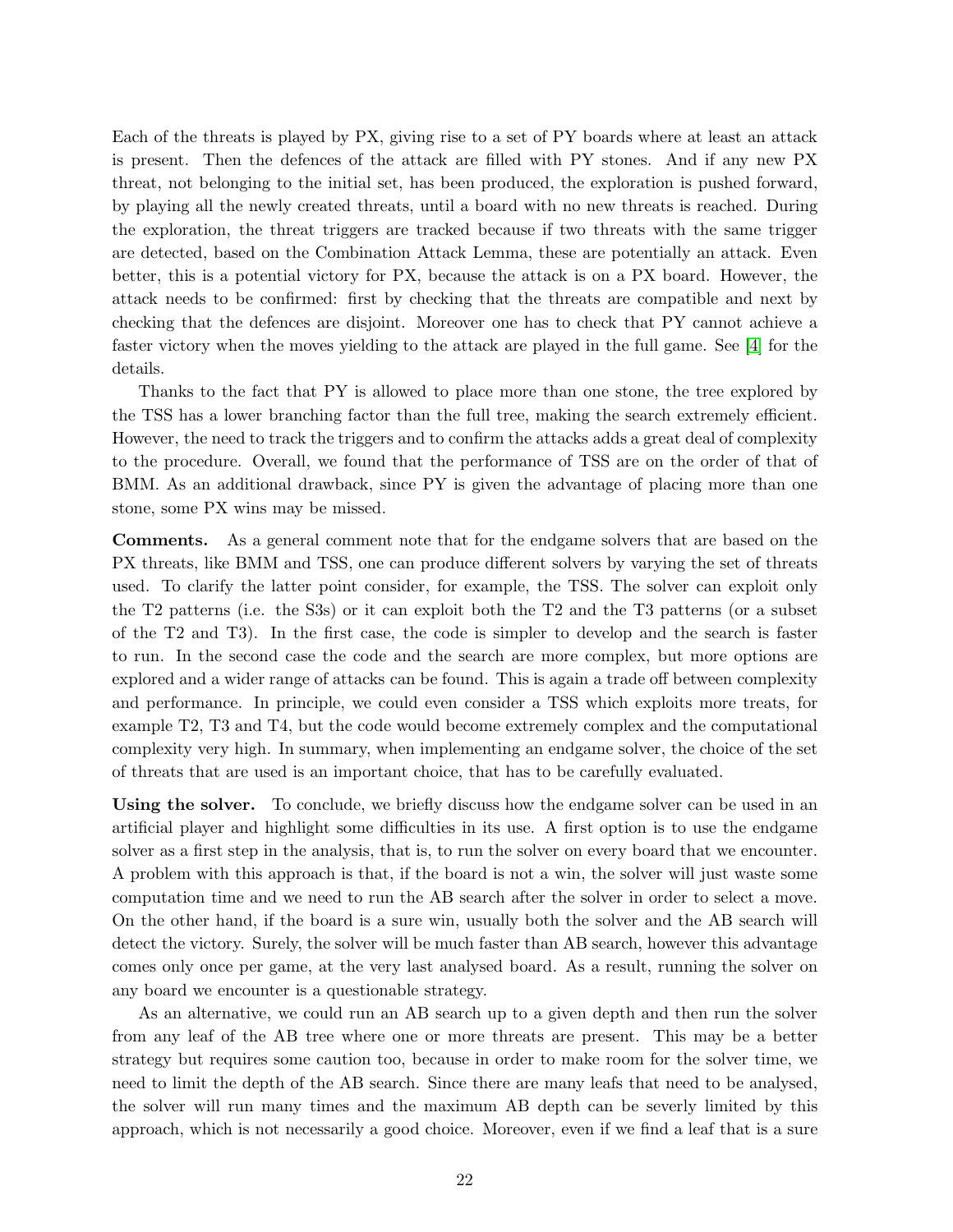Each of the threats is played by PX, giving rise to a set of PY boards where at least an attack is present. Then the defences of the attack are filled with PY stones. And if any new PX threat, not belonging to the initial set, has been produced, the exploration is pushed forward, by playing all the newly created threats, until a board with no new threats is reached. During the exploration, the threat triggers are tracked because if two threats with the same trigger are detected, based on the Combination Attack Lemma, these are potentially an attack. Even better, this is a potential victory for PX, because the attack is on a PX board. However, the attack needs to be confirmed: first by checking that the threats are compatible and next by checking that the defences are disjoint. Moreover one has to check that PY cannot achieve a faster victory when the moves yielding to the attack are played in the full game. See [4] for the details.

Thanks to the fact that PY is allowed to place more than one stone, the tree explored by the TSS has a lower branching factor than the full tree, making the search extremely efficient. However, the need to track the triggers and to confirm the attacks adds a great deal of complexity to the procedure. Overall, we found that the performance of TSS are on the order of that of BMM. As an additional drawback, since PY is given the advantage of placing more than one stone, some PX wins may be missed.

**Comments.** As a general comment note that for the endgame solvers that are based on the PX threats, like BMM and TSS, one can produce different solvers by varying the set of threats used. To clarify the latter point consider, for example, the TSS. The solver can exploit only the T2 patterns (i.e. the S3s) or it can exploit both the T2 and the T3 patterns (or a subset of the T2 and T3). In the first case, the code is simpler to develop and the search is faster to run. In the second case the code and the search are more complex, but more options are explored and a wider range of attacks can be found. This is again a trade off between complexity and performance. In principle, we could even consider a TSS which exploits more treats, for example T2, T3 and T4, but the code would become extremely complex and the computational complexity very high. In summary, when implementing an endgame solver, the choice of the set of threats that are used is an important choice, that has to be carefully evaluated.

**Using the solver.** To conclude, we briefly discuss how the endgame solver can be used in an artificial player and highlight some difficulties in its use. A first option is to use the endgame solver as a first step in the analysis, that is, to run the solver on every board that we encounter. A problem with this approach is that, if the board is not a win, the solver will just waste some computation time and we need to run the AB search after the solver in order to select a move. On the other hand, if the board is a sure win, usually both the solver and the AB search will detect the victory. Surely, the solver will be much faster than AB search, however this advantage comes only once per game, at the very last analysed board. As a result, running the solver on any board we encounter is a questionable strategy.

As an alternative, we could run an AB search up to a given depth and then run the solver from any leaf of the AB tree where one or more threats are present. This may be a better strategy but requires some caution too, because in order to make room for the solver time, we need to limit the depth of the AB search. Since there are many leafs that need to be analysed, the solver will run many times and the maximum AB depth can be severly limited by this approach, which is not necessarily a good choice. Moreover, even if we find a leaf that is a sure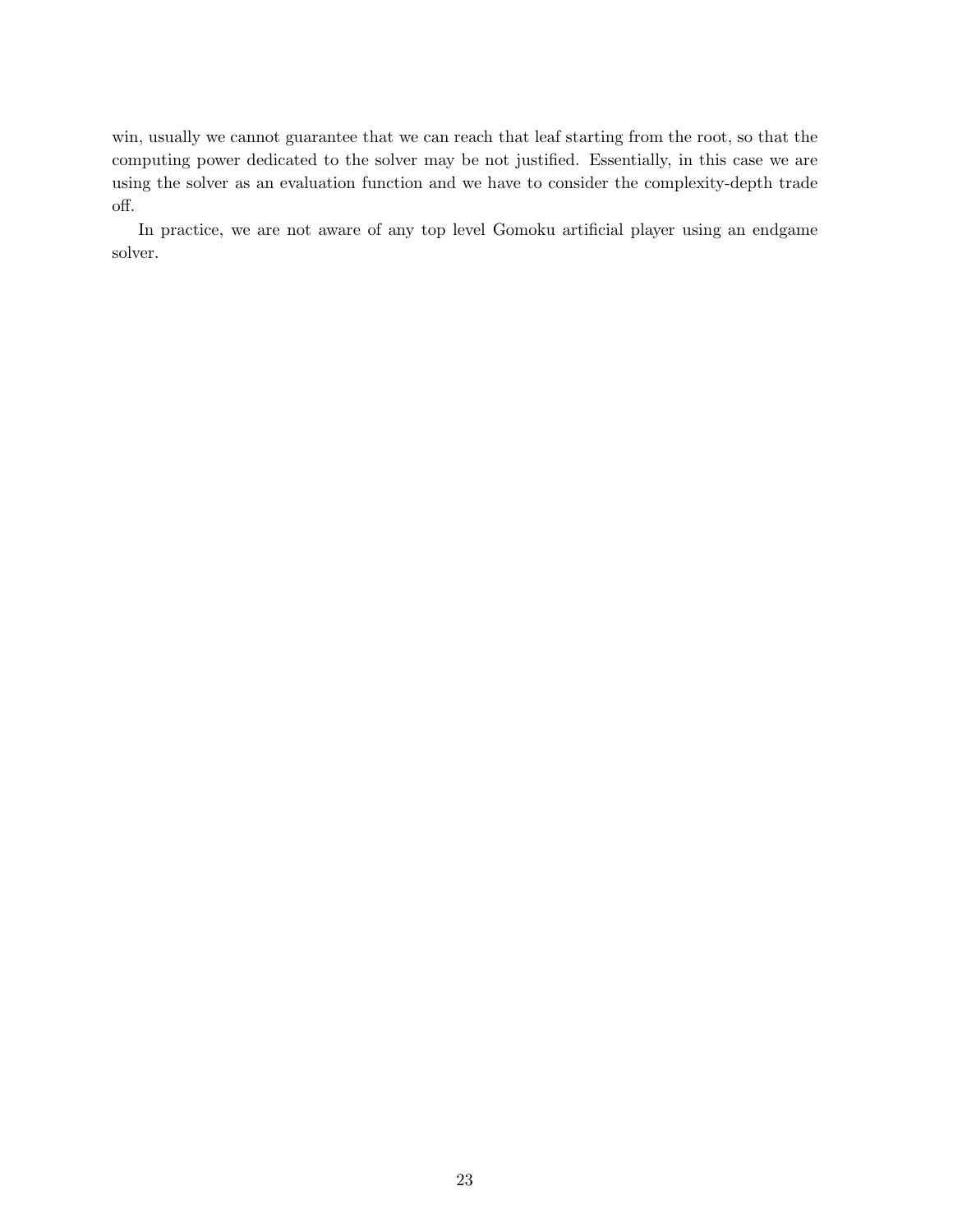win, usually we cannot guarantee that we can reach that leaf starting from the root, so that the computing power dedicated to the solver may be not justified. Essentially, in this case we are using the solver as an evaluation function and we have to consider the complexity-depth trade off.

In practice, we are not aware of any top level Gomoku artificial player using an endgame solver.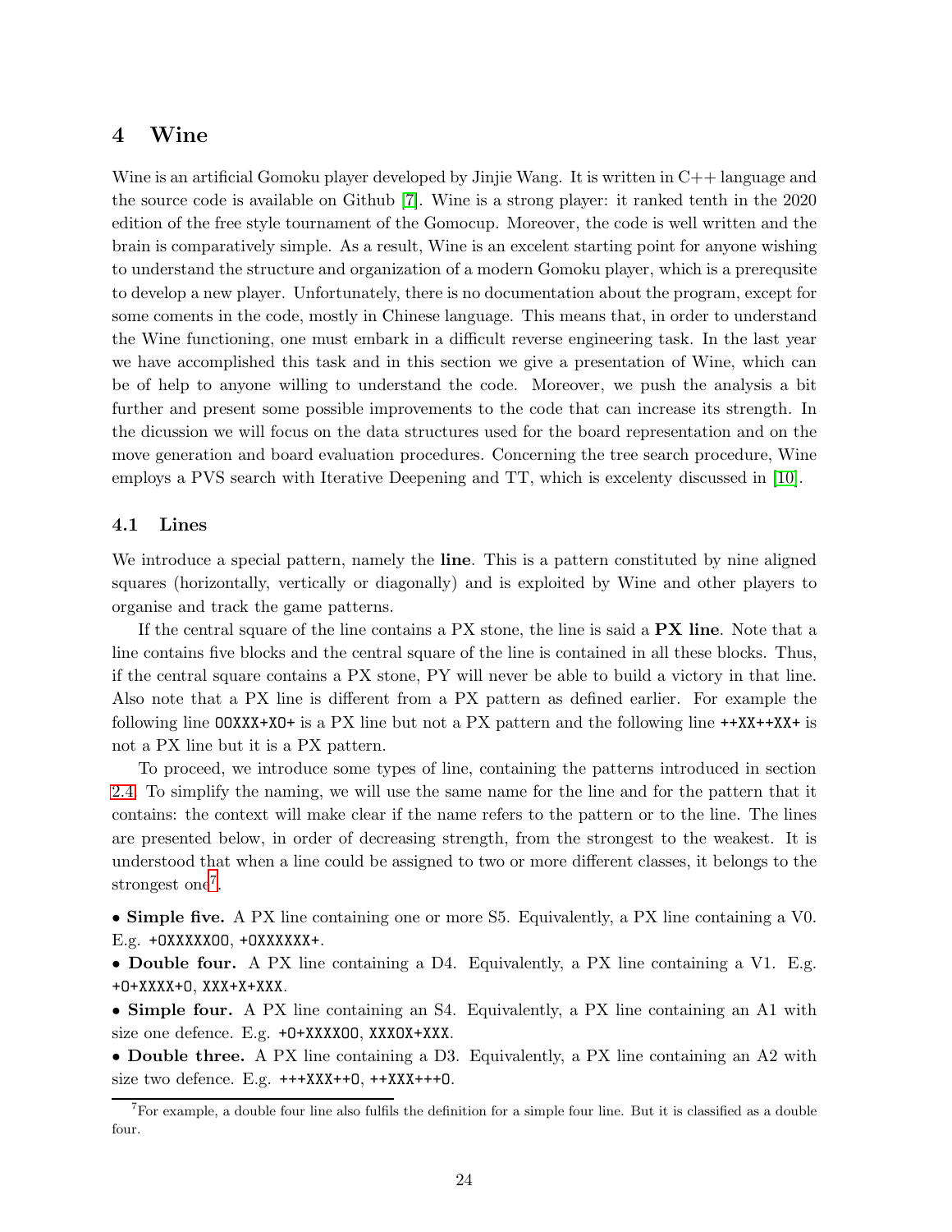# 4 Wine

Wine is an artificial Gomoku player developed by Jinjie Wang. It is written in C++ language and the source code is available on Github [7]. Wine is a strong player: it ranked tenth in the 2020 edition of the free style tournament of the Gomocup. Moreover, the code is well written and the brain is comparatively simple. As a result, Wine is an excelent starting point for anyone wishing to understand the structure and organization of a modern Gomoku player, which is a prerequsite to develop a new player. Unfortunately, there is no documentation about the program, except for some coments in the code, mostly in Chinese language. This means that, in order to understand the Wine functioning, one must embark in a difficult reverse engineering task. In the last year we have accomplished this task and in this section we give a presentation of Wine, which can be of help to anyone willing to understand the code. Moreover, we push the analysis a bit further and present some possible improvements to the code that can increase its strength. In the dicussion we will focus on the data structures used for the board representation and on the move generation and board evaluation procedures. Concerning the tree search procedure, Wine employs a PVS search with Iterative Deepening and TT, which is excelenty discussed in [10].

## 4.1 Lines

We introduce a special pattern, namely the **line**. This is a pattern constituted by nine aligned squares (horizontally, vertically or diagonally) and is exploited by Wine and other players to organise and track the game patterns.

If the central square of the line contains a PX stone, the line is said a **PX line**. Note that a line contains five blocks and the central square of the line is contained in all these blocks. Thus, if the central square contains a PX stone, PY will never be able to build a victory in that line. Also note that a PX line is different from a PX pattern as defined earlier. For example the following line `OOXXX+XO+` is a PX line but not a PX pattern and the following line `++XX++XX+` is not a PX line but it is a PX pattern.

To proceed, we introduce some types of line, containing the patterns introduced in section 2.4. To simplify the naming, we will use the same name for the line and for the pattern that it contains: the context will make clear if the name refers to the pattern or to the line. The lines are presented below, in order of decreasing strength, from the strongest to the weakest. It is understood that when a line could be assigned to two or more different classes, it belongs to the strongest one[7].

- **Simple five.** A PX line containing one or more S5. Equivalently, a PX line containing a V0. E.g. `+OXXXXXOO`, `+OXXXXXX+`.
- **Double four.** A PX line containing a D4. Equivalently, a PX line containing a V1. E.g. `+O+XXXX+O`, `XXX+X+XXX`.
- **Simple four.** A PX line containing an S4. Equivalently, a PX line containing an A1 with size one defence. E.g. `+O+XXXXOO`, `XXXOX+XXX`.
- **Double three.** A PX line containing a D3. Equivalently, a PX line containing an A2 with size two defence. E.g. `+++XXX++O`, `++XXX+++O`.

[7]For example, a double four line also fulfils the definition for a simple four line. But it is classified as a double four.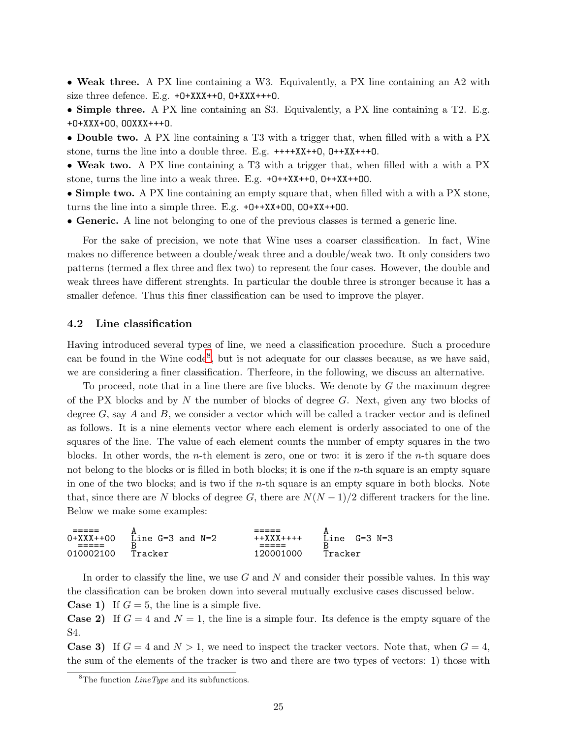• **Weak three.** A PX line containing a W3. Equivalently, a PX line containing an A2 with size three defence. E.g. `+O+XXX++O`, `O+XXX+++O`.

• **Simple three.** A PX line containing an S3. Equivalently, a PX line containing a T2. E.g. `+O+XXX+OO`, `OOXXX+++O`.

• **Double two.** A PX line containing a T3 with a trigger that, when filled with a with a PX stone, turns the line into a double three. E.g. `++++XX++O`, `O++XX+++O`.

• **Weak two.** A PX line containing a T3 with a trigger that, when filled with a with a PX stone, turns the line into a weak three. E.g. `+O++XX++O`, `O++XX++OO`.

• **Simple two.** A PX line containing an empty square that, when filled with a with a PX stone, turns the line into a simple three. E.g. `+O++XX+OO`, `OO+XX++OO`.

• **Generic.** A line not belonging to one of the previous classes is termed a generic line.

For the sake of precision, we note that Wine uses a coarser classification. In fact, Wine makes no difference between a double/weak three and a double/weak two. It only considers two patterns (termed a flex three and flex two) to represent the four cases. However, the double and weak threes have different strenghts. In particular the double three is stronger because it has a smaller defence. Thus this finer classification can be used to improve the player.

## 4.2 Line classification

Having introduced several types of line, we need a classification procedure. Such a procedure can be found in the Wine code[8], but is not adequate for our classes because, as we have said, we are considering a finer classification. Therfeore, in the following, we discuss an alternative.

To proceed, note that in a line there are five blocks. We denote by $G$ the maximum degree of the PX blocks and by $N$ the number of blocks of degree $G$. Next, given any two blocks of degree $G$, say $A$ and $B$, we consider a vector which will be called a tracker vector and is defined as follows. It is a nine elements vector where each element is orderly associated to one of the squares of the line. The value of each element counts the number of empty squares in the two blocks. In other words, the $n$-th element is zero, one or two: it is zero if the $n$-th square does not belong to the blocks or is filled in both blocks; it is one if the $n$-th square is an empty square in one of the two blocks; and is two if the $n$-th square is an empty square in both blocks. Note that, since there are $N$ blocks of degree $G$, there are $N(N-1)/2$ different trackers for the line. Below we make some examples:

```
 =====     A                          =====      A
0+XXX++OO  Line G=3 and N=2          ++XXX++++   Line  G=3 N=3
  =====    B                           =====     B
010002100  Tracker                   120001000   Tracker
```

In order to classify the line, we use $G$ and $N$ and consider their possible values. In this way the classification can be broken down into several mutually exclusive cases discussed below.

**Case 1)** If $G = 5$, the line is a simple five.

**Case 2)** If $G = 4$ and $N = 1$, the line is a simple four. Its defence is the empty square of the S4.

**Case 3)** If $G = 4$ and $N > 1$, we need to inspect the tracker vectors. Note that, when $G = 4$, the sum of the elements of the tracker is two and there are two types of vectors: 1) those with

[8] The function *LineType* and its subfunctions.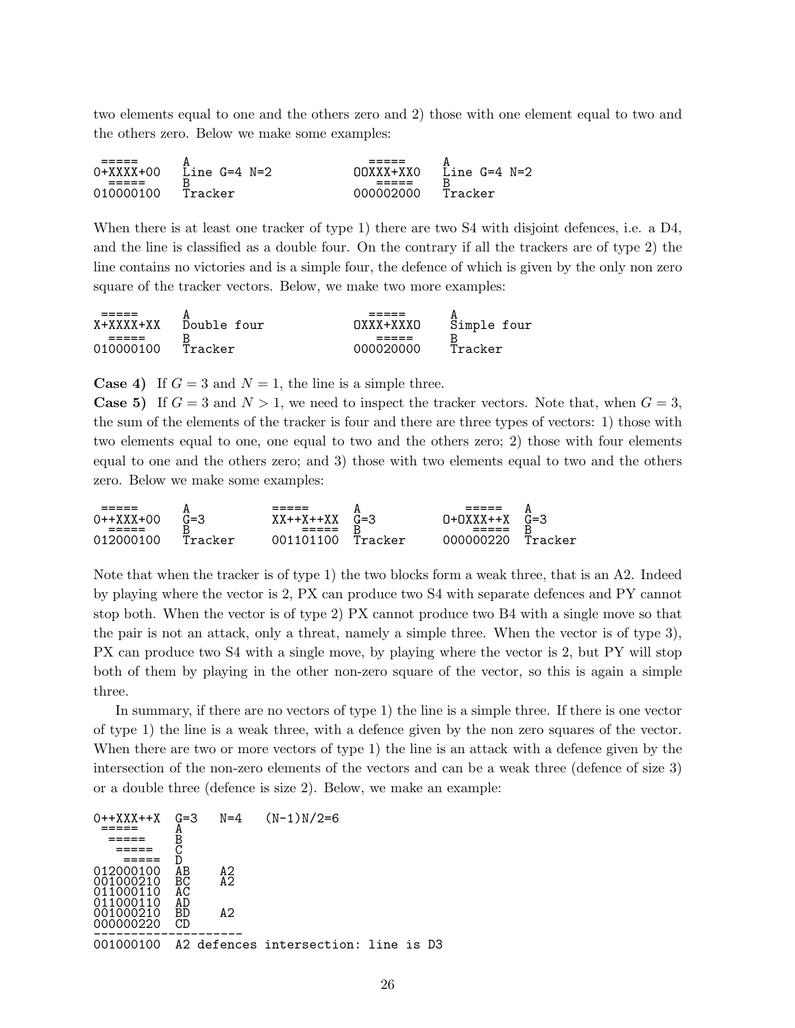two elements equal to one and the others zero and 2) those with one element equal to two and the others zero. Below we make some examples:

```
 =====     A                               =====    A
0+XXXX+00  Line G=4 N=2               OOXXX+XXO  Line G=4 N=2
 =====     B                               =====    B
010000100  Tracker                    000002000  Tracker
```

When there is at least one tracker of type 1) there are two S4 with disjoint defences, i.e. a D4, and the line is classified as a double four. On the contrary if all the trackers are of type 2) the line contains no victories and is a simple four, the defence of which is given by the only non zero square of the tracker vectors. Below, we make two more examples:

```
 =====     A                             =====     A
X+XXXX+XX  Double four              OXXX+XXXO  Simple four
 =====     B                             =====     B
010000100  Tracker                  000020000  Tracker
```

**Case 4)** If $G = 3$ and $N = 1$, the line is a simple three.
**Case 5)** If $G = 3$ and $N > 1$, we need to inspect the tracker vectors. Note that, when $G = 3$, the sum of the elements of the tracker is four and there are three types of vectors: 1) those with two elements equal to one, one equal to two and the others zero; 2) those with four elements equal to one and the others zero; and 3) those with two elements equal to two and the others zero. Below we make some examples:

```
 =====     A            =====      A               =====    A
0++XXX+00  G=3      XX++X++XX  G=3         O+OXXX++X  G=3
 =====     B                =====  B               =====    B
012000100  Tracker  001101100  Tracker     000000220  Tracker
```

Note that when the tracker is of type 1) the two blocks form a weak three, that is an A2. Indeed by playing where the vector is 2, PX can produce two S4 with separate defences and PY cannot stop both. When the vector is of type 2) PX cannot produce two B4 with a single move so that the pair is not an attack, only a threat, namely a simple three. When the vector is of type 3), PX can produce two S4 with a single move, by playing where the vector is 2, but PY will stop both of them by playing in the other non-zero square of the vector, so this is again a simple three.

In summary, if there are no vectors of type 1) the line is a simple three. If there is one vector of type 1) the line is a weak three, with a defence given by the non zero squares of the vector. When there are two or more vectors of type 1) the line is an attack with a defence given by the intersection of the non-zero elements of the vectors and can be a weak three (defence of size 3) or a double three (defence is size 2). Below, we make an example:

```
0++XXX++X  G=3   N=4   (N-1)N/2=6
 =====     A
  =====    B
   =====   C
    =====  D
012000100  AB    A2
001000210  BC    A2
011000110  AC
011000110  AD
001000210  BD    A2
000000220  CD
--------------------
001000100  A2 defences intersection: line is D3
```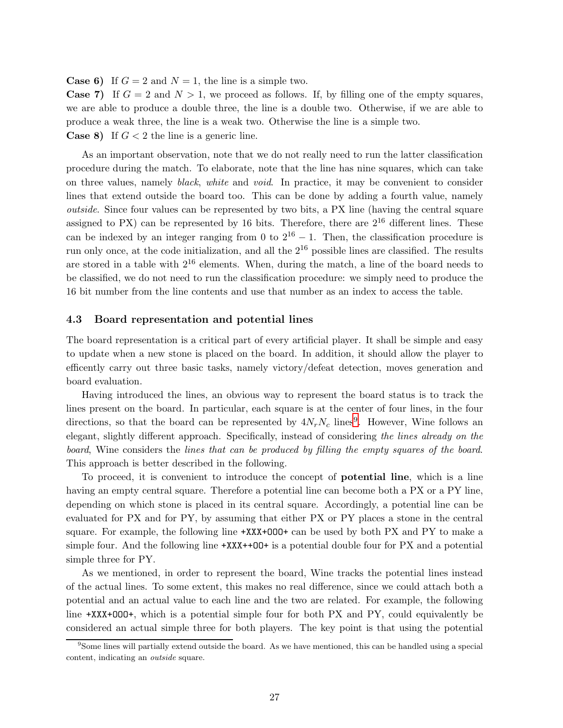**Case 6)** If $G = 2$ and $N = 1$, the line is a simple two.
**Case 7)** If $G = 2$ and $N > 1$, we proceed as follows. If, by filling one of the empty squares, we are able to produce a double three, the line is a double two. Otherwise, if we are able to produce a weak three, the line is a weak two. Otherwise the line is a simple two.
**Case 8)** If $G < 2$ the line is a generic line.

As an important observation, note that we do not really need to run the latter classification procedure during the match. To elaborate, note that the line has nine squares, which can take on three values, namely *black*, *white* and *void*. In practice, it may be convenient to consider lines that extend outside the board too. This can be done by adding a fourth value, namely *outside*. Since four values can be represented by two bits, a PX line (having the central square assigned to PX) can be represented by 16 bits. Therefore, there are $2^{16}$ different lines. These can be indexed by an integer ranging from 0 to $2^{16} - 1$. Then, the classification procedure is run only once, at the code initialization, and all the $2^{16}$ possible lines are classified. The results are stored in a table with $2^{16}$ elements. When, during the match, a line of the board needs to be classified, we do not need to run the classification procedure: we simply need to produce the 16 bit number from the line contents and use that number as an index to access the table.

### 4.3 Board representation and potential lines

The board representation is a critical part of every artificial player. It shall be simple and easy to update when a new stone is placed on the board. In addition, it should allow the player to efficently carry out three basic tasks, namely victory/defeat detection, moves generation and board evaluation.

Having introduced the lines, an obvious way to represent the board status is to track the lines present on the board. In particular, each square is at the center of four lines, in the four directions, so that the board can be represented by $4N_rN_c$ lines[9]. However, Wine follows an elegant, slightly different approach. Specifically, instead of considering *the lines already on the board*, Wine considers the *lines that can be produced by filling the empty squares of the board*. This approach is better described in the following.

To proceed, it is convenient to introduce the concept of **potential line**, which is a line having an empty central square. Therefore a potential line can become both a PX or a PY line, depending on which stone is placed in its central square. Accordingly, a potential line can be evaluated for PX and for PY, by assuming that either PX or PY places a stone in the central square. For example, the following line `+XXX+OOO+` can be used by both PX and PY to make a simple four. And the following line `+XXX++OO+` is a potential double four for PX and a potential simple three for PY.

As we mentioned, in order to represent the board, Wine tracks the potential lines instead of the actual lines. To some extent, this makes no real difference, since we could attach both a potential and an actual value to each line and the two are related. For example, the following line `+XXX+OOO+`, which is a potential simple four for both PX and PY, could equivalently be considered an actual simple three for both players. The key point is that using the potential

[9] Some lines will partially extend outside the board. As we have mentioned, this can be handled using a special content, indicating an *outside* square.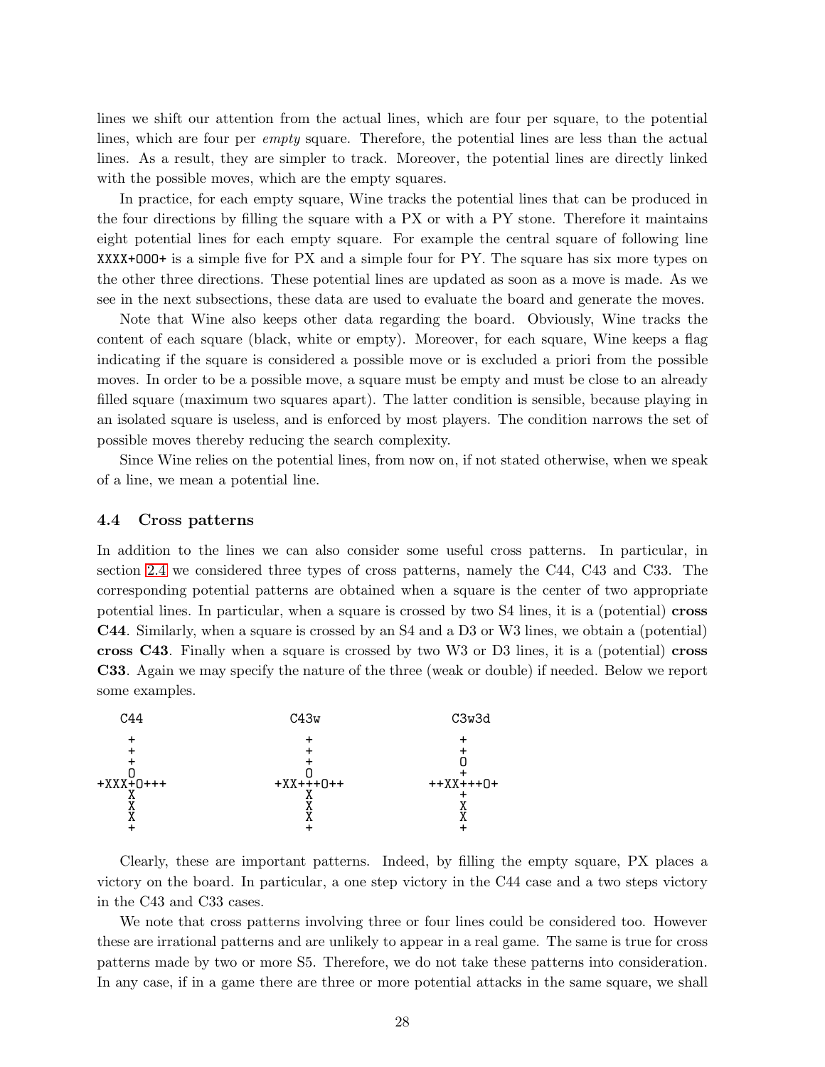lines we shift our attention from the actual lines, which are four per square, to the potential lines, which are four per *empty* square. Therefore, the potential lines are less than the actual lines. As a result, they are simpler to track. Moreover, the potential lines are directly linked with the possible moves, which are the empty squares.

In practice, for each empty square, Wine tracks the potential lines that can be produced in the four directions by filling the square with a PX or with a PY stone. Therefore it maintains eight potential lines for each empty square. For example the central square of following line `XXXX+OOO+` is a simple five for PX and a simple four for PY. The square has six more types on the other three directions. These potential lines are updated as soon as a move is made. As we see in the next subsections, these data are used to evaluate the board and generate the moves.

Note that Wine also keeps other data regarding the board. Obviously, Wine tracks the content of each square (black, white or empty). Moreover, for each square, Wine keeps a flag indicating if the square is considered a possible move or is excluded a priori from the possible moves. In order to be a possible move, a square must be empty and must be close to an already filled square (maximum two squares apart). The latter condition is sensible, because playing in an isolated square is useless, and is enforced by most players. The condition narrows the set of possible moves thereby reducing the search complexity.

Since Wine relies on the potential lines, from now on, if not stated otherwise, when we speak of a line, we mean a potential line.

### 4.4 Cross patterns

In addition to the lines we can also consider some useful cross patterns. In particular, in section 2.4 we considered three types of cross patterns, namely the C44, C43 and C33. The corresponding potential patterns are obtained when a square is the center of two appropriate potential lines. In particular, when a square is crossed by two S4 lines, it is a (potential) **cross C44**. Similarly, when a square is crossed by an S4 and a D3 or W3 lines, we obtain a (potential) **cross C43**. Finally when a square is crossed by two W3 or D3 lines, it is a (potential) **cross C33**. Again we may specify the nature of the three (weak or double) if needed. Below we report some examples.

```
    C44                 C43w               C3w3d

     +                    +                  +
     +                    +                  +
     +                    +                  O
     O                    O                  +
 +XXX+O+++            +XX+++O++          ++XX+++O+
     X                    X                  +
     X                    X                  X
     X                    X                  X
     +                    +                  +
```

Clearly, these are important patterns. Indeed, by filling the empty square, PX places a victory on the board. In particular, a one step victory in the C44 case and a two steps victory in the C43 and C33 cases.

We note that cross patterns involving three or four lines could be considered too. However these are irrational patterns and are unlikely to appear in a real game. The same is true for cross patterns made by two or more S5. Therefore, we do not take these patterns into consideration. In any case, if in a game there are three or more potential attacks in the same square, we shall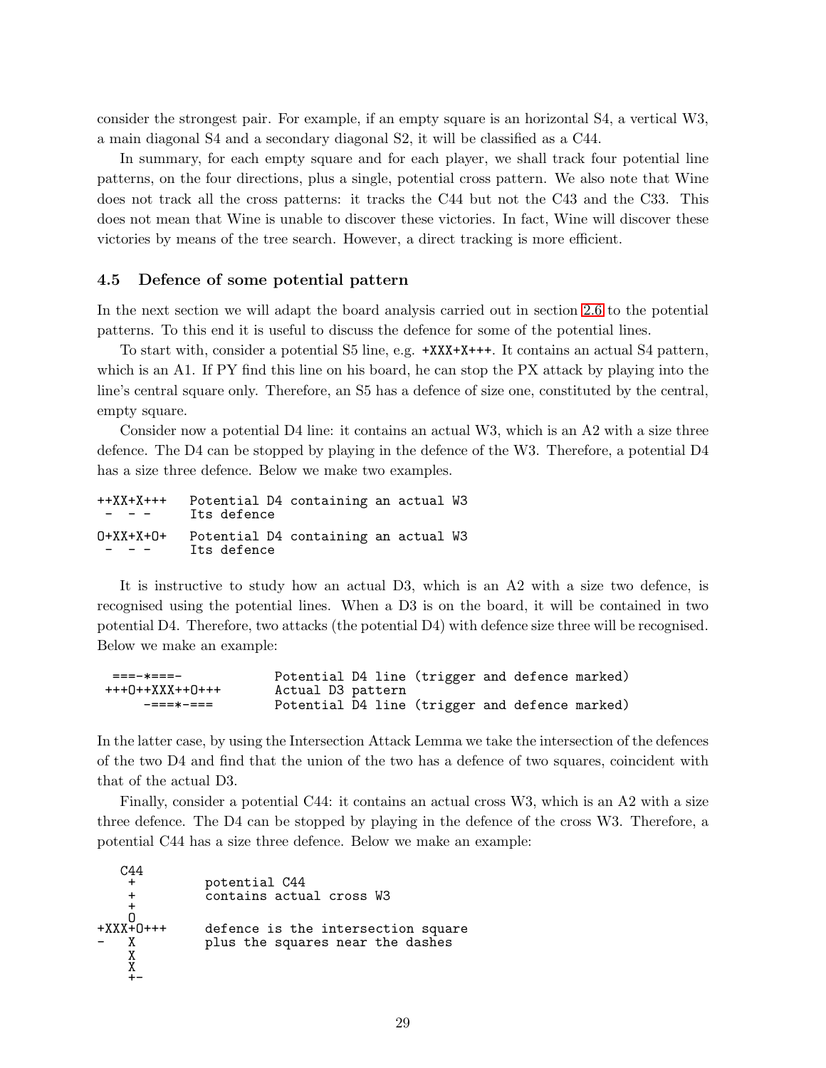consider the strongest pair. For example, if an empty square is an horizontal S4, a vertical W3, a main diagonal S4 and a secondary diagonal S2, it will be classified as a C44.

In summary, for each empty square and for each player, we shall track four potential line patterns, on the four directions, plus a single, potential cross pattern. We also note that Wine does not track all the cross patterns: it tracks the C44 but not the C43 and the C33. This does not mean that Wine is unable to discover these victories. In fact, Wine will discover these victories by means of the tree search. However, a direct tracking is more efficient.

### 4.5 Defence of some potential pattern

In the next section we will adapt the board analysis carried out in section 2.6 to the potential patterns. To this end it is useful to discuss the defence for some of the potential lines.

To start with, consider a potential S5 line, e.g. `+XXX+X+++`. It contains an actual S4 pattern, which is an A1. If PY find this line on his board, he can stop the PX attack by playing into the line's central square only. Therefore, an S5 has a defence of size one, constituted by the central, empty square.

Consider now a potential D4 line: it contains an actual W3, which is an A2 with a size three defence. The D4 can be stopped by playing in the defence of the W3. Therefore, a potential D4 has a size three defence. Below we make two examples.

```
++XX+X+++   Potential D4 containing an actual W3
 -  - -     Its defence

O+XX+X+O+   Potential D4 containing an actual W3
 -  - -     Its defence
```

It is instructive to study how an actual D3, which is an A2 with a size two defence, is recognised using the potential lines. When a D3 is on the board, it will be contained in two potential D4. Therefore, two attacks (the potential D4) with defence size three will be recognised. Below we make an example:

```
  ===-*====-            Potential D4 line (trigger and defence marked)
 +++O++XXX++O+++        Actual D3 pattern
      -===*-===         Potential D4 line (trigger and defence marked)
```

In the latter case, by using the Intersection Attack Lemma we take the intersection of the defences of the two D4 and find that the union of the two has a defence of two squares, coincident with that of the actual D3.

Finally, consider a potential C44: it contains an actual cross W3, which is an A2 with a size three defence. The D4 can be stopped by playing in the defence of the cross W3. Therefore, a potential C44 has a size three defence. Below we make an example:

```
   C44
    +         potential C44
    +         contains actual cross W3
    +
    O
+XXX+O+++     defence is the intersection square
-   X         plus the squares near the dashes
    X
    X
    +-
```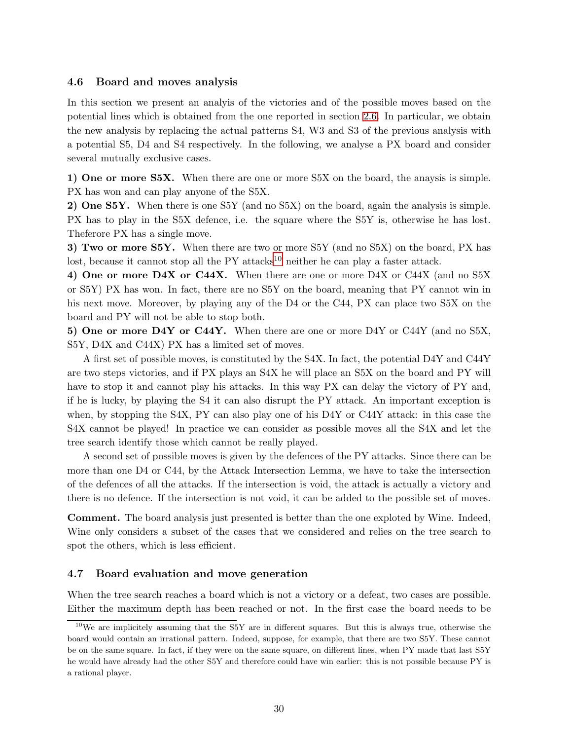### 4.6 Board and moves analysis

In this section we present an analyis of the victories and of the possible moves based on the potential lines which is obtained from the one reported in section 2.6. In particular, we obtain the new analysis by replacing the actual patterns S4, W3 and S3 of the previous analysis with a potential S5, D4 and S4 respectively. In the following, we analyse a PX board and consider several mutually exclusive cases.

**1) One or more S5X.** When there are one or more S5X on the board, the anaysis is simple. PX has won and can play anyone of the S5X.

**2) One S5Y.** When there is one S5Y (and no S5X) on the board, again the analysis is simple. PX has to play in the S5X defence, i.e. the square where the S5Y is, otherwise he has lost. Theferore PX has a single move.

**3) Two or more S5Y.** When there are two or more S5Y (and no S5X) on the board, PX has lost, because it cannot stop all the PY attacks[10] neither he can play a faster attack.

**4) One or more D4X or C44X.** When there are one or more D4X or C44X (and no S5X or S5Y) PX has won. In fact, there are no S5Y on the board, meaning that PY cannot win in his next move. Moreover, by playing any of the D4 or the C44, PX can place two S5X on the board and PY will not be able to stop both.

**5) One or more D4Y or C44Y.** When there are one or more D4Y or C44Y (and no S5X, S5Y, D4X and C44X) PX has a limited set of moves.

A first set of possible moves, is constituted by the S4X. In fact, the potential D4Y and C44Y are two steps victories, and if PX plays an S4X he will place an S5X on the board and PY will have to stop it and cannot play his attacks. In this way PX can delay the victory of PY and, if he is lucky, by playing the S4 it can also disrupt the PY attack. An important exception is when, by stopping the S4X, PY can also play one of his D4Y or C44Y attack: in this case the S4X cannot be played! In practice we can consider as possible moves all the S4X and let the tree search identify those which cannot be really played.

A second set of possible moves is given by the defences of the PY attacks. Since there can be more than one D4 or C44, by the Attack Intersection Lemma, we have to take the intersection of the defences of all the attacks. If the intersection is void, the attack is actually a victory and there is no defence. If the intersection is not void, it can be added to the possible set of moves.

**Comment.** The board analysis just presented is better than the one exploted by Wine. Indeed, Wine only considers a subset of the cases that we considered and relies on the tree search to spot the others, which is less efficient.

### 4.7 Board evaluation and move generation

When the tree search reaches a board which is not a victory or a defeat, two cases are possible. Either the maximum depth has been reached or not. In the first case the board needs to be

[10] We are implicitely assuming that the S5Y are in different squares. But this is always true, otherwise the board would contain an irrational pattern. Indeed, suppose, for example, that there are two S5Y. These cannot be on the same square. In fact, if they were on the same square, on different lines, when PY made that last S5Y he would have already had the other S5Y and therefore could have win earlier: this is not possible because PY is a rational player.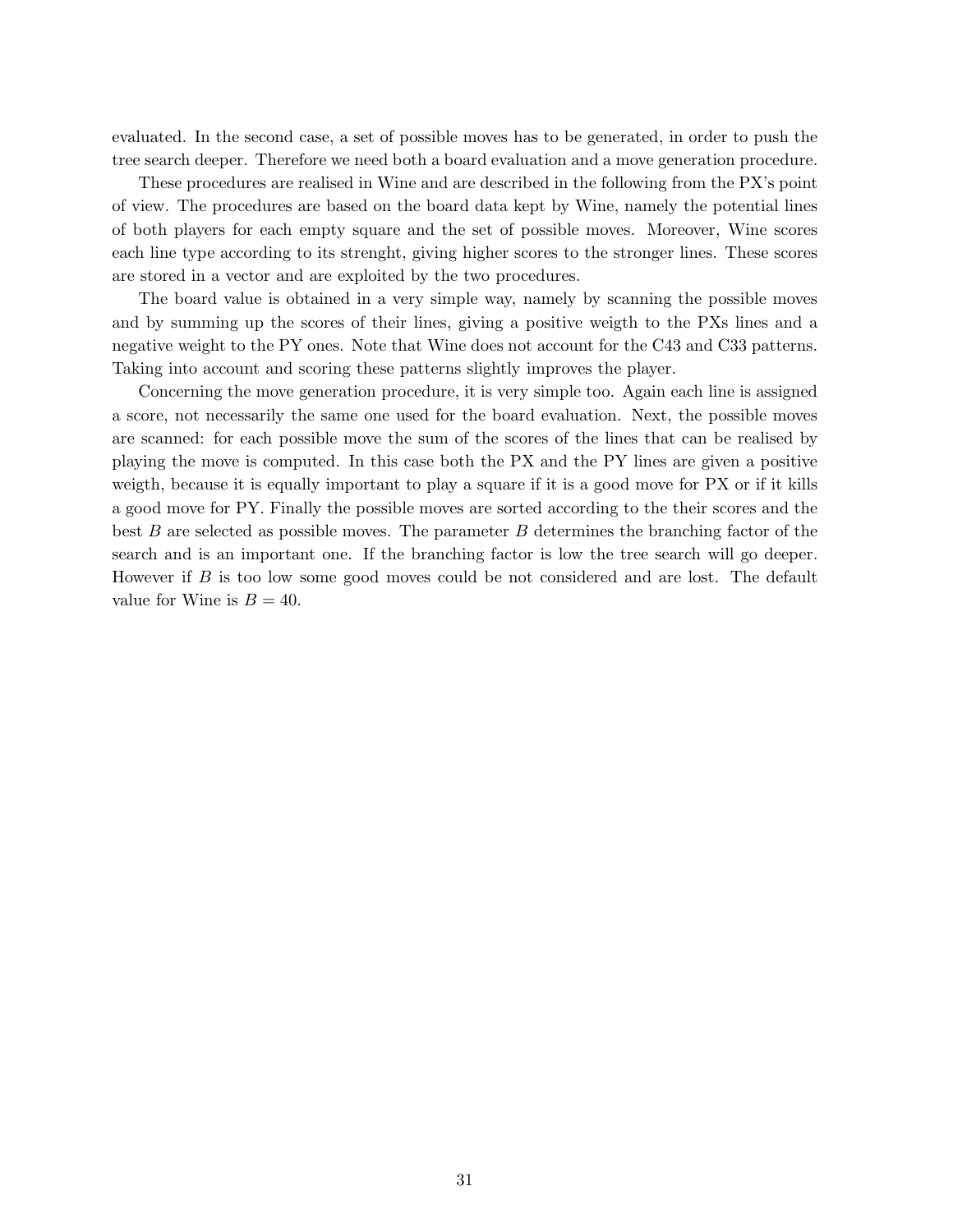evaluated. In the second case, a set of possible moves has to be generated, in order to push the tree search deeper. Therefore we need both a board evaluation and a move generation procedure.

These procedures are realised in Wine and are described in the following from the PX's point of view. The procedures are based on the board data kept by Wine, namely the potential lines of both players for each empty square and the set of possible moves. Moreover, Wine scores each line type according to its strenght, giving higher scores to the stronger lines. These scores are stored in a vector and are exploited by the two procedures.

The board value is obtained in a very simple way, namely by scanning the possible moves and by summing up the scores of their lines, giving a positive weigth to the PXs lines and a negative weight to the PY ones. Note that Wine does not account for the C43 and C33 patterns. Taking into account and scoring these patterns slightly improves the player.

Concerning the move generation procedure, it is very simple too. Again each line is assigned a score, not necessarily the same one used for the board evaluation. Next, the possible moves are scanned: for each possible move the sum of the scores of the lines that can be realised by playing the move is computed. In this case both the PX and the PY lines are given a positive weigth, because it is equally important to play a square if it is a good move for PX or if it kills a good move for PY. Finally the possible moves are sorted according to the their scores and the best $B$ are selected as possible moves. The parameter $B$ determines the branching factor of the search and is an important one. If the branching factor is low the tree search will go deeper. However if $B$ is too low some good moves could be not considered and are lost. The default value for Wine is $B = 40$.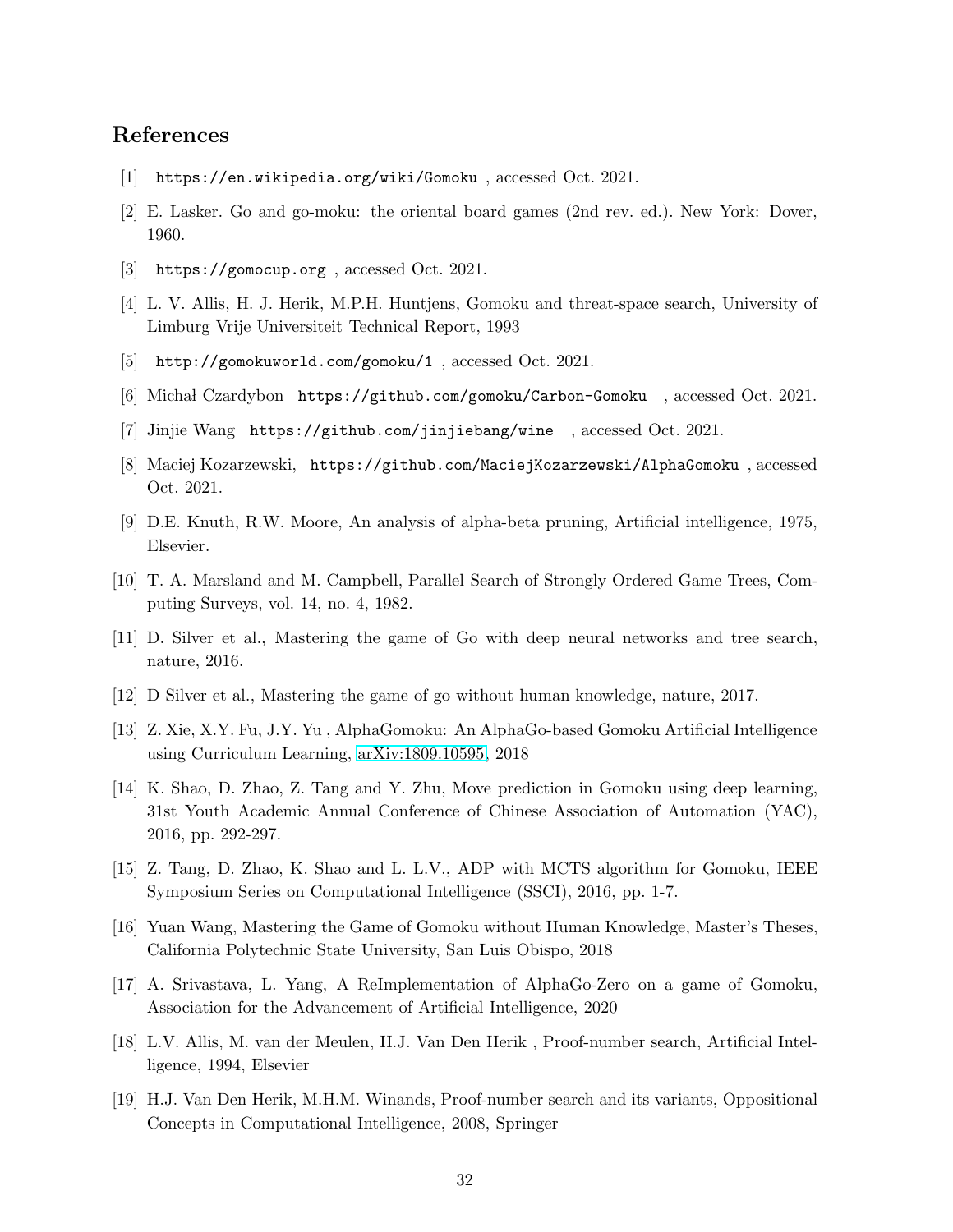## References

[1] https://en.wikipedia.org/wiki/Gomoku , accessed Oct. 2021.

[2] E. Lasker. Go and go-moku: the oriental board games (2nd rev. ed.). New York: Dover, 1960.

[3] https://gomocup.org , accessed Oct. 2021.

[4] L. V. Allis, H. J. Herik, M.P.H. Huntjens, Gomoku and threat-space search, University of Limburg Vrije Universiteit Technical Report, 1993

[5] http://gomokuworld.com/gomoku/1 , accessed Oct. 2021.

[6] Michał Czardybon https://github.com/gomoku/Carbon-Gomoku , accessed Oct. 2021.

[7] Jinjie Wang https://github.com/jinjiebang/wine , accessed Oct. 2021.

[8] Maciej Kozarzewski, https://github.com/MaciejKozarzewski/AlphaGomoku , accessed Oct. 2021.

[9] D.E. Knuth, R.W. Moore, An analysis of alpha-beta pruning, Artificial intelligence, 1975, Elsevier.

[10] T. A. Marsland and M. Campbell, Parallel Search of Strongly Ordered Game Trees, Computing Surveys, vol. 14, no. 4, 1982.

[11] D. Silver et al., Mastering the game of Go with deep neural networks and tree search, nature, 2016.

[12] D Silver et al., Mastering the game of go without human knowledge, nature, 2017.

[13] Z. Xie, X.Y. Fu, J.Y. Yu , AlphaGomoku: An AlphaGo-based Gomoku Artificial Intelligence using Curriculum Learning, arXiv:1809.10595, 2018

[14] K. Shao, D. Zhao, Z. Tang and Y. Zhu, Move prediction in Gomoku using deep learning, 31st Youth Academic Annual Conference of Chinese Association of Automation (YAC), 2016, pp. 292-297.

[15] Z. Tang, D. Zhao, K. Shao and L. L.V., ADP with MCTS algorithm for Gomoku, IEEE Symposium Series on Computational Intelligence (SSCI), 2016, pp. 1-7.

[16] Yuan Wang, Mastering the Game of Gomoku without Human Knowledge, Master's Theses, California Polytechnic State University, San Luis Obispo, 2018

[17] A. Srivastava, L. Yang, A ReImplementation of AlphaGo-Zero on a game of Gomoku, Association for the Advancement of Artificial Intelligence, 2020

[18] L.V. Allis, M. van der Meulen, H.J. Van Den Herik , Proof-number search, Artificial Intelligence, 1994, Elsevier

[19] H.J. Van Den Herik, M.H.M. Winands, Proof-number search and its variants, Oppositional Concepts in Computational Intelligence, 2008, Springer